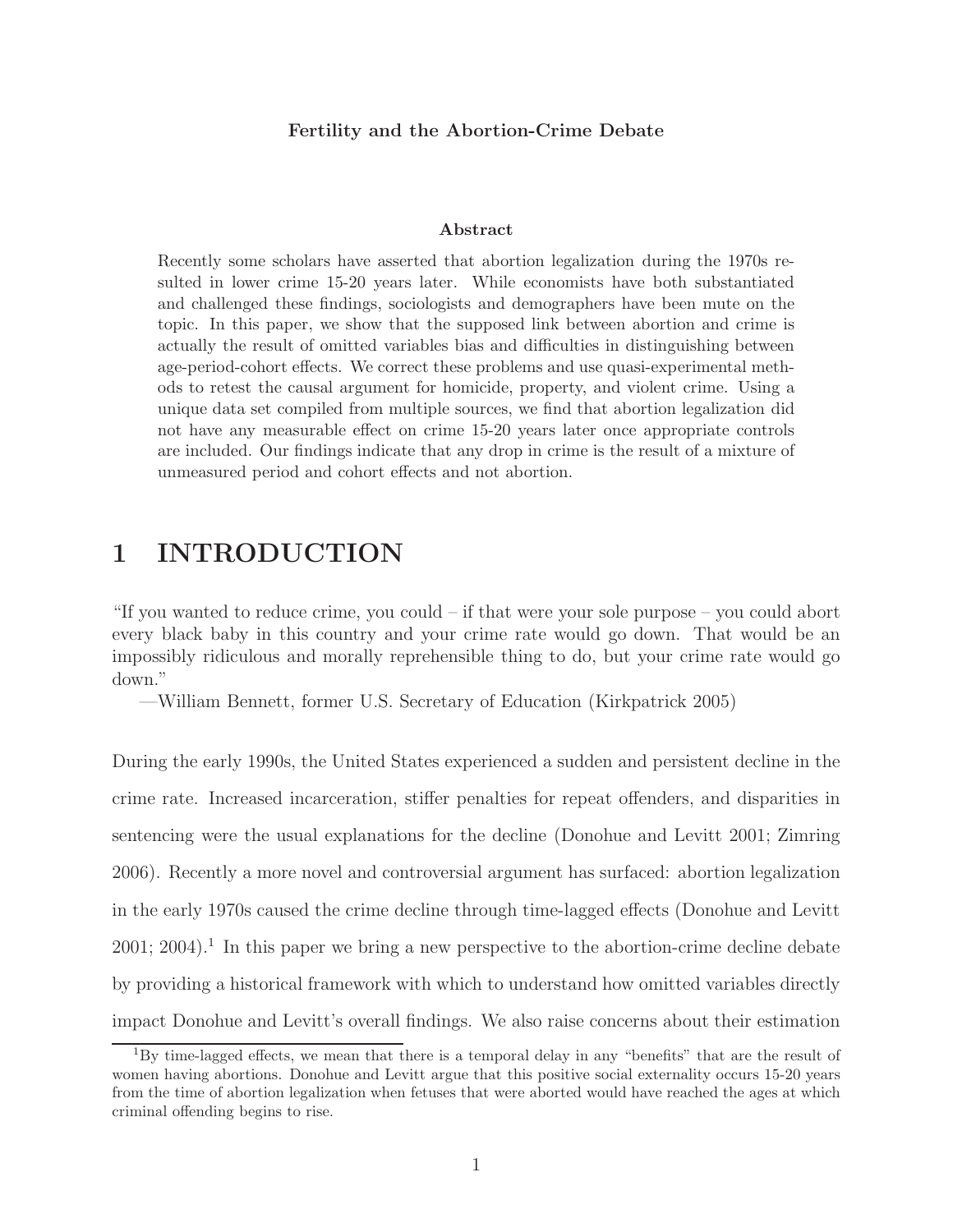**Fertility and the Abortion-Crime Debate**

**Abstract**

Recently some scholars have asserted that abortion legalization during the 1970s resulted in lower crime 15-20 years later. While economists have both substantiated and challenged these findings, sociologists and demographers have been mute on the topic. In this paper, we show that the supposed link between abortion and crime is actually the result of omitted variables bias and difficulties in distinguishing between age-period-cohort effects. We correct these problems and use quasi-experimental methods to retest the causal argument for homicide, property, and violent crime. Using a unique data set compiled from multiple sources, we find that abortion legalization did not have any measurable effect on crime 15-20 years later once appropriate controls are included. Our findings indicate that any drop in crime is the result of a mixture of unmeasured period and cohort effects and not abortion.

# 1 INTRODUCTION

"If you wanted to reduce crime, you could – if that were your sole purpose – you could abort every black baby in this country and your crime rate would go down. That would be an impossibly ridiculous and morally reprehensible thing to do, but your crime rate would go down."

—William Bennett, former U.S. Secretary of Education (Kirkpatrick 2005)

During the early 1990s, the United States experienced a sudden and persistent decline in the crime rate. Increased incarceration, stiffer penalties for repeat offenders, and disparities in sentencing were the usual explanations for the decline (Donohue and Levitt 2001; Zimring 2006). Recently a more novel and controversial argument has surfaced: abortion legalization in the early 1970s caused the crime decline through time-lagged effects (Donohue and Levitt 2001; 2004).[1] In this paper we bring a new perspective to the abortion-crime decline debate by providing a historical framework with which to understand how omitted variables directly impact Donohue and Levitt's overall findings. We also raise concerns about their estimation

[1] By time-lagged effects, we mean that there is a temporal delay in any "benefits" that are the result of women having abortions. Donohue and Levitt argue that this positive social externality occurs 15-20 years from the time of abortion legalization when fetuses that were aborted would have reached the ages at which criminal offending begins to rise.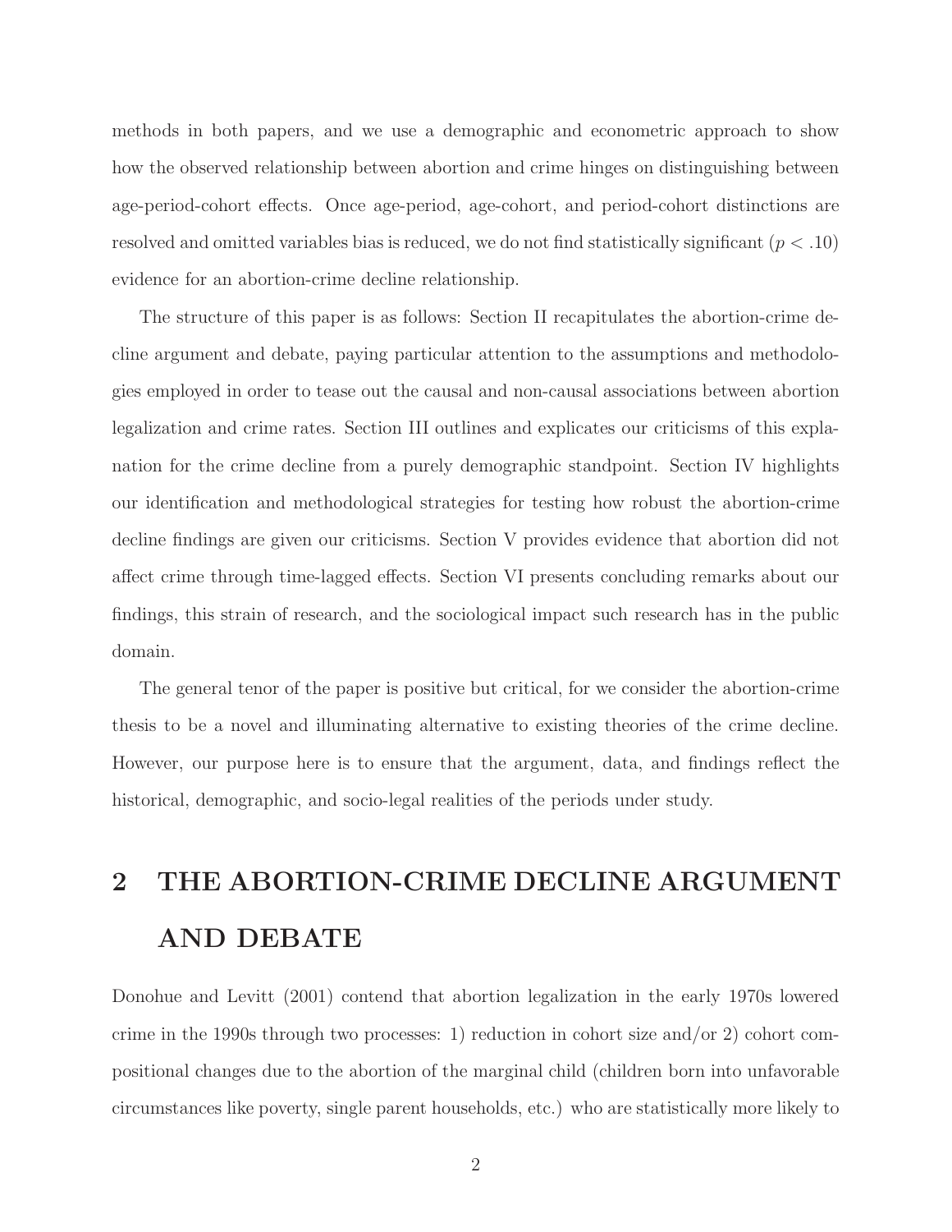methods in both papers, and we use a demographic and econometric approach to show how the observed relationship between abortion and crime hinges on distinguishing between age-period-cohort effects. Once age-period, age-cohort, and period-cohort distinctions are resolved and omitted variables bias is reduced, we do not find statistically significant ($p < .10$) evidence for an abortion-crime decline relationship.

The structure of this paper is as follows: Section II recapitulates the abortion-crime decline argument and debate, paying particular attention to the assumptions and methodologies employed in order to tease out the causal and non-causal associations between abortion legalization and crime rates. Section III outlines and explicates our criticisms of this explanation for the crime decline from a purely demographic standpoint. Section IV highlights our identification and methodological strategies for testing how robust the abortion-crime decline findings are given our criticisms. Section V provides evidence that abortion did not affect crime through time-lagged effects. Section VI presents concluding remarks about our findings, this strain of research, and the sociological impact such research has in the public domain.

The general tenor of the paper is positive but critical, for we consider the abortion-crime thesis to be a novel and illuminating alternative to existing theories of the crime decline. However, our purpose here is to ensure that the argument, data, and findings reflect the historical, demographic, and socio-legal realities of the periods under study.

# 2 THE ABORTION-CRIME DECLINE ARGUMENT AND DEBATE

Donohue and Levitt (2001) contend that abortion legalization in the early 1970s lowered crime in the 1990s through two processes: 1) reduction in cohort size and/or 2) cohort compositional changes due to the abortion of the marginal child (children born into unfavorable circumstances like poverty, single parent households, etc.) who are statistically more likely to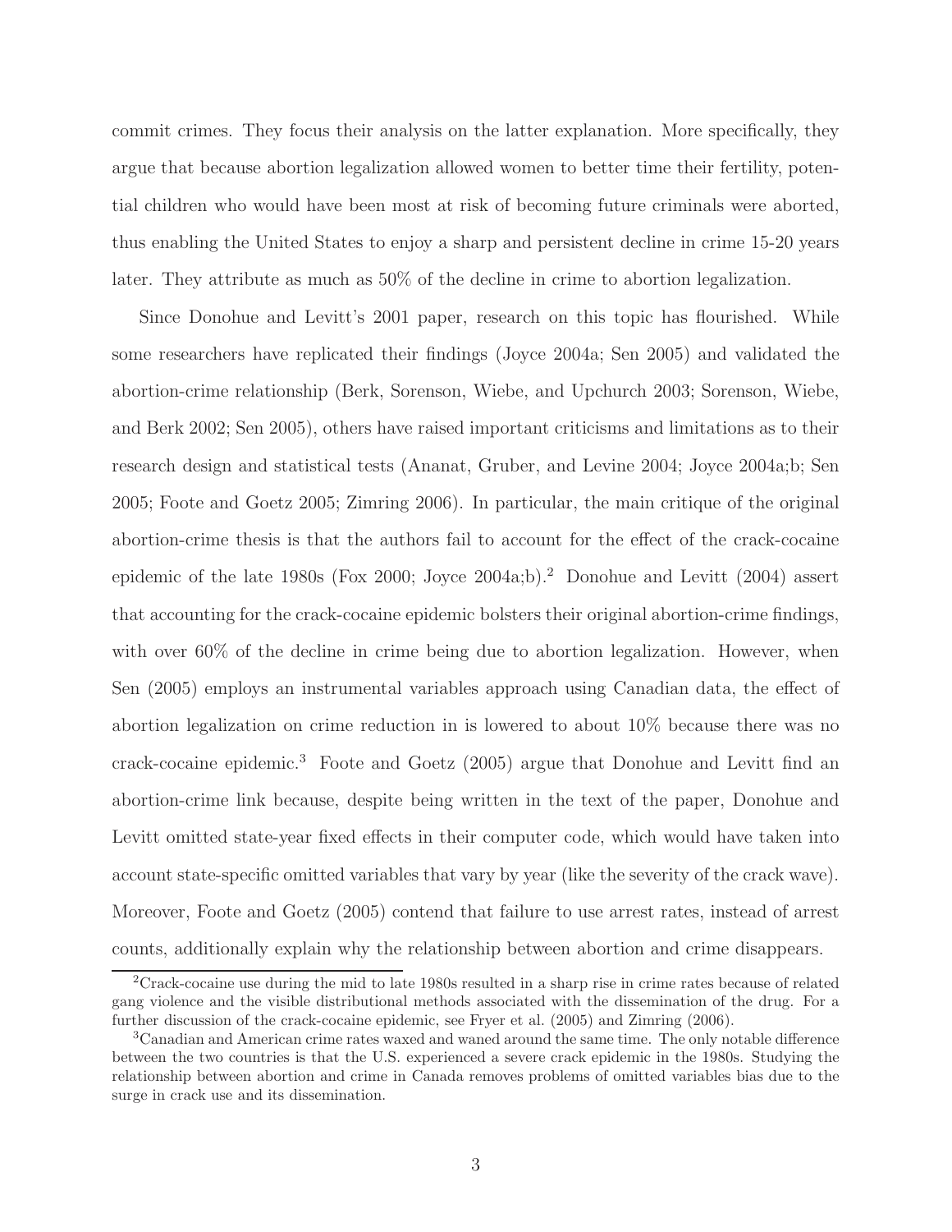commit crimes. They focus their analysis on the latter explanation. More specifically, they argue that because abortion legalization allowed women to better time their fertility, potential children who would have been most at risk of becoming future criminals were aborted, thus enabling the United States to enjoy a sharp and persistent decline in crime 15-20 years later. They attribute as much as 50% of the decline in crime to abortion legalization.

Since Donohue and Levitt's 2001 paper, research on this topic has flourished. While some researchers have replicated their findings (Joyce 2004a; Sen 2005) and validated the abortion-crime relationship (Berk, Sorenson, Wiebe, and Upchurch 2003; Sorenson, Wiebe, and Berk 2002; Sen 2005), others have raised important criticisms and limitations as to their research design and statistical tests (Ananat, Gruber, and Levine 2004; Joyce 2004a;b; Sen 2005; Foote and Goetz 2005; Zimring 2006). In particular, the main critique of the original abortion-crime thesis is that the authors fail to account for the effect of the crack-cocaine epidemic of the late 1980s (Fox 2000; Joyce 2004a;b).[2] Donohue and Levitt (2004) assert that accounting for the crack-cocaine epidemic bolsters their original abortion-crime findings, with over 60% of the decline in crime being due to abortion legalization. However, when Sen (2005) employs an instrumental variables approach using Canadian data, the effect of abortion legalization on crime reduction in is lowered to about 10% because there was no crack-cocaine epidemic.[3] Foote and Goetz (2005) argue that Donohue and Levitt find an abortion-crime link because, despite being written in the text of the paper, Donohue and Levitt omitted state-year fixed effects in their computer code, which would have taken into account state-specific omitted variables that vary by year (like the severity of the crack wave). Moreover, Foote and Goetz (2005) contend that failure to use arrest rates, instead of arrest counts, additionally explain why the relationship between abortion and crime disappears.

[2] Crack-cocaine use during the mid to late 1980s resulted in a sharp rise in crime rates because of related gang violence and the visible distributional methods associated with the dissemination of the drug. For a further discussion of the crack-cocaine epidemic, see Fryer et al. (2005) and Zimring (2006).

[3] Canadian and American crime rates waxed and waned around the same time. The only notable difference between the two countries is that the U.S. experienced a severe crack epidemic in the 1980s. Studying the relationship between abortion and crime in Canada removes problems of omitted variables bias due to the surge in crack use and its dissemination.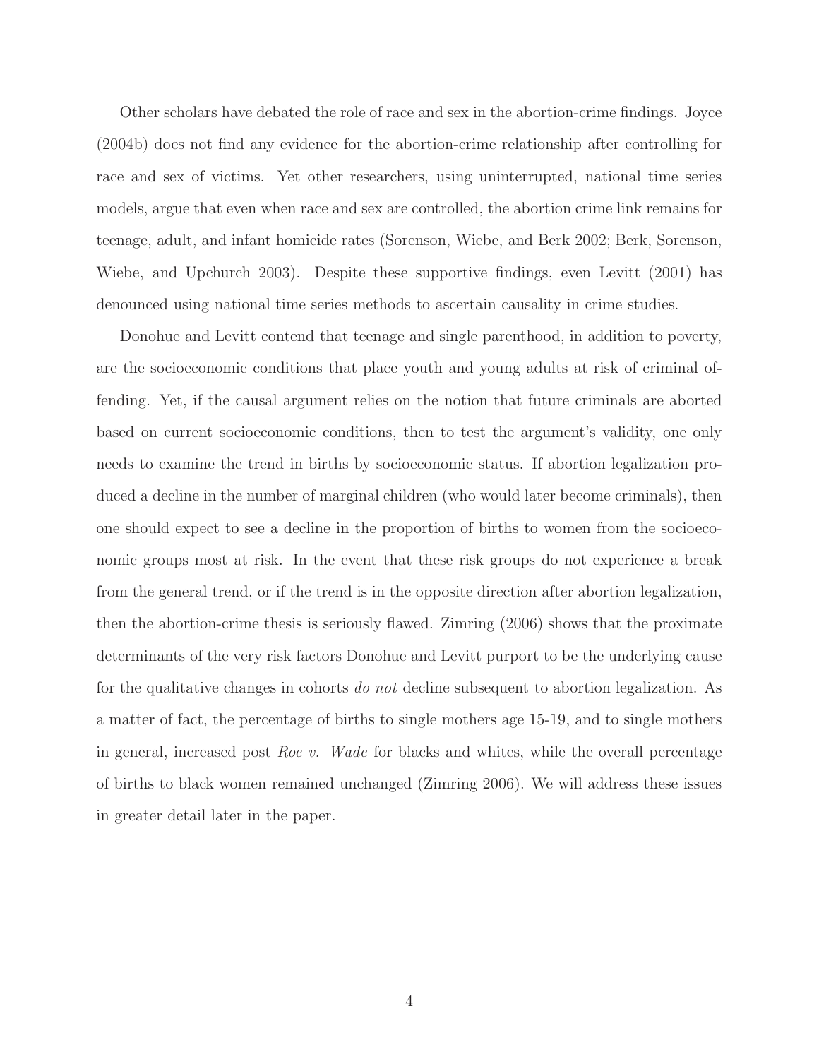Other scholars have debated the role of race and sex in the abortion-crime findings. Joyce (2004b) does not find any evidence for the abortion-crime relationship after controlling for race and sex of victims. Yet other researchers, using uninterrupted, national time series models, argue that even when race and sex are controlled, the abortion crime link remains for teenage, adult, and infant homicide rates (Sorenson, Wiebe, and Berk 2002; Berk, Sorenson, Wiebe, and Upchurch 2003). Despite these supportive findings, even Levitt (2001) has denounced using national time series methods to ascertain causality in crime studies.

Donohue and Levitt contend that teenage and single parenthood, in addition to poverty, are the socioeconomic conditions that place youth and young adults at risk of criminal offending. Yet, if the causal argument relies on the notion that future criminals are aborted based on current socioeconomic conditions, then to test the argument's validity, one only needs to examine the trend in births by socioeconomic status. If abortion legalization produced a decline in the number of marginal children (who would later become criminals), then one should expect to see a decline in the proportion of births to women from the socioeconomic groups most at risk. In the event that these risk groups do not experience a break from the general trend, or if the trend is in the opposite direction after abortion legalization, then the abortion-crime thesis is seriously flawed. Zimring (2006) shows that the proximate determinants of the very risk factors Donohue and Levitt purport to be the underlying cause for the qualitative changes in cohorts *do not* decline subsequent to abortion legalization. As a matter of fact, the percentage of births to single mothers age 15-19, and to single mothers in general, increased post *Roe v. Wade* for blacks and whites, while the overall percentage of births to black women remained unchanged (Zimring 2006). We will address these issues in greater detail later in the paper.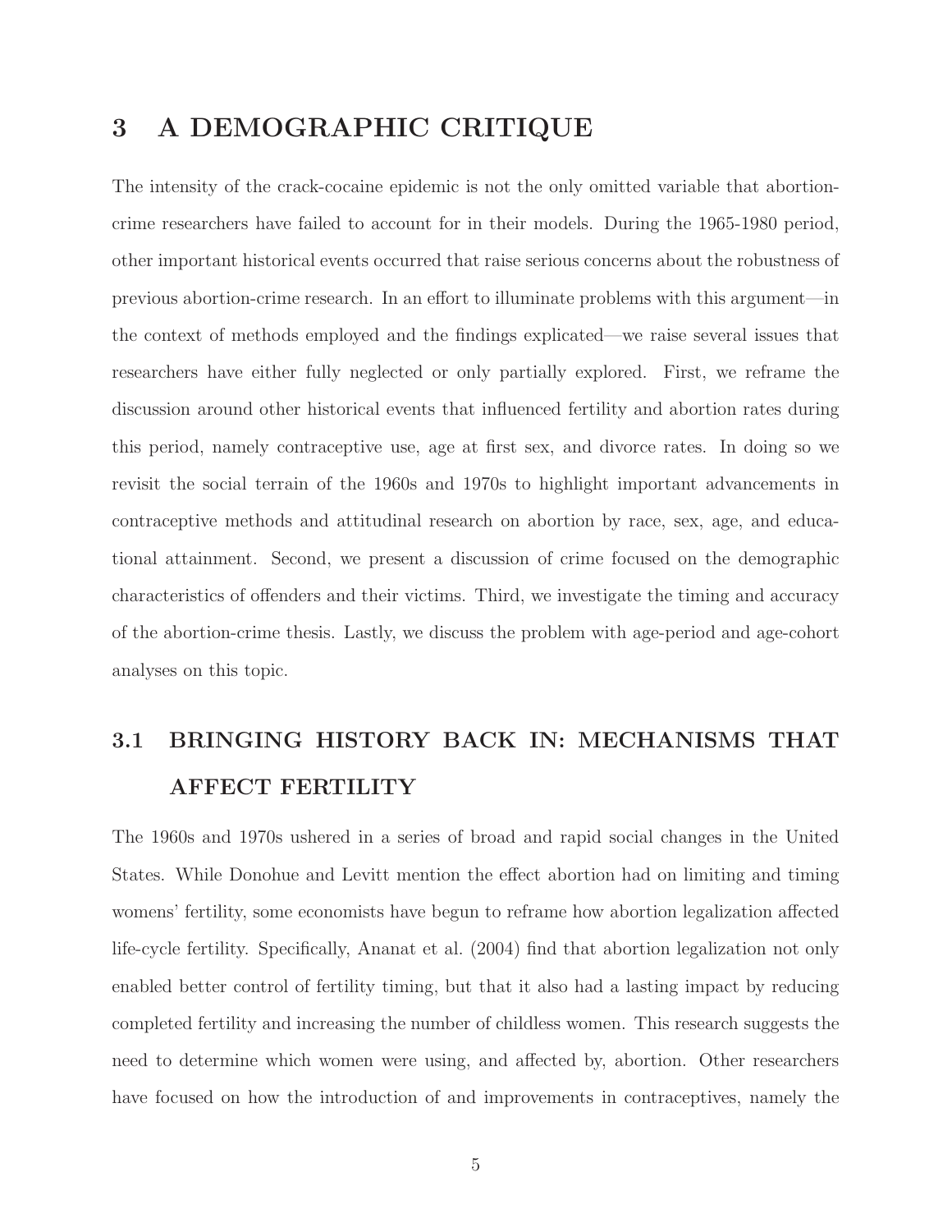# 3 A DEMOGRAPHIC CRITIQUE

The intensity of the crack-cocaine epidemic is not the only omitted variable that abortion-crime researchers have failed to account for in their models. During the 1965-1980 period, other important historical events occurred that raise serious concerns about the robustness of previous abortion-crime research. In an effort to illuminate problems with this argument—in the context of methods employed and the findings explicated—we raise several issues that researchers have either fully neglected or only partially explored. First, we reframe the discussion around other historical events that influenced fertility and abortion rates during this period, namely contraceptive use, age at first sex, and divorce rates. In doing so we revisit the social terrain of the 1960s and 1970s to highlight important advancements in contraceptive methods and attitudinal research on abortion by race, sex, age, and educational attainment. Second, we present a discussion of crime focused on the demographic characteristics of offenders and their victims. Third, we investigate the timing and accuracy of the abortion-crime thesis. Lastly, we discuss the problem with age-period and age-cohort analyses on this topic.

## 3.1 BRINGING HISTORY BACK IN: MECHANISMS THAT AFFECT FERTILITY

The 1960s and 1970s ushered in a series of broad and rapid social changes in the United States. While Donohue and Levitt mention the effect abortion had on limiting and timing womens' fertility, some economists have begun to reframe how abortion legalization affected life-cycle fertility. Specifically, Ananat et al. (2004) find that abortion legalization not only enabled better control of fertility timing, but that it also had a lasting impact by reducing completed fertility and increasing the number of childless women. This research suggests the need to determine which women were using, and affected by, abortion. Other researchers have focused on how the introduction of and improvements in contraceptives, namely the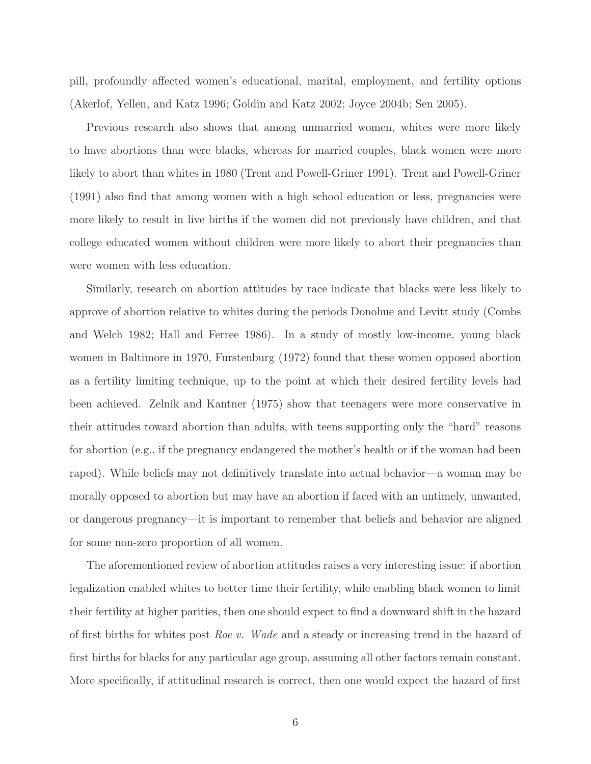pill, profoundly affected women's educational, marital, employment, and fertility options (Akerlof, Yellen, and Katz 1996; Goldin and Katz 2002; Joyce 2004b; Sen 2005).

Previous research also shows that among unmarried women, whites were more likely to have abortions than were blacks, whereas for married couples, black women were more likely to abort than whites in 1980 (Trent and Powell-Griner 1991). Trent and Powell-Griner (1991) also find that among women with a high school education or less, pregnancies were more likely to result in live births if the women did not previously have children, and that college educated women without children were more likely to abort their pregnancies than were women with less education.

Similarly, research on abortion attitudes by race indicate that blacks were less likely to approve of abortion relative to whites during the periods Donohue and Levitt study (Combs and Welch 1982; Hall and Ferree 1986). In a study of mostly low-income, young black women in Baltimore in 1970, Furstenburg (1972) found that these women opposed abortion as a fertility limiting technique, up to the point at which their desired fertility levels had been achieved. Zelnik and Kantner (1975) show that teenagers were more conservative in their attitudes toward abortion than adults, with teens supporting only the "hard" reasons for abortion (e.g., if the pregnancy endangered the mother's health or if the woman had been raped). While beliefs may not definitively translate into actual behavior—a woman may be morally opposed to abortion but may have an abortion if faced with an untimely, unwanted, or dangerous pregnancy—it is important to remember that beliefs and behavior are aligned for some non-zero proportion of all women.

The aforementioned review of abortion attitudes raises a very interesting issue: if abortion legalization enabled whites to better time their fertility, while enabling black women to limit their fertility at higher parities, then one should expect to find a downward shift in the hazard of first births for whites post *Roe v. Wade* and a steady or increasing trend in the hazard of first births for blacks for any particular age group, assuming all other factors remain constant. More specifically, if attitudinal research is correct, then one would expect the hazard of first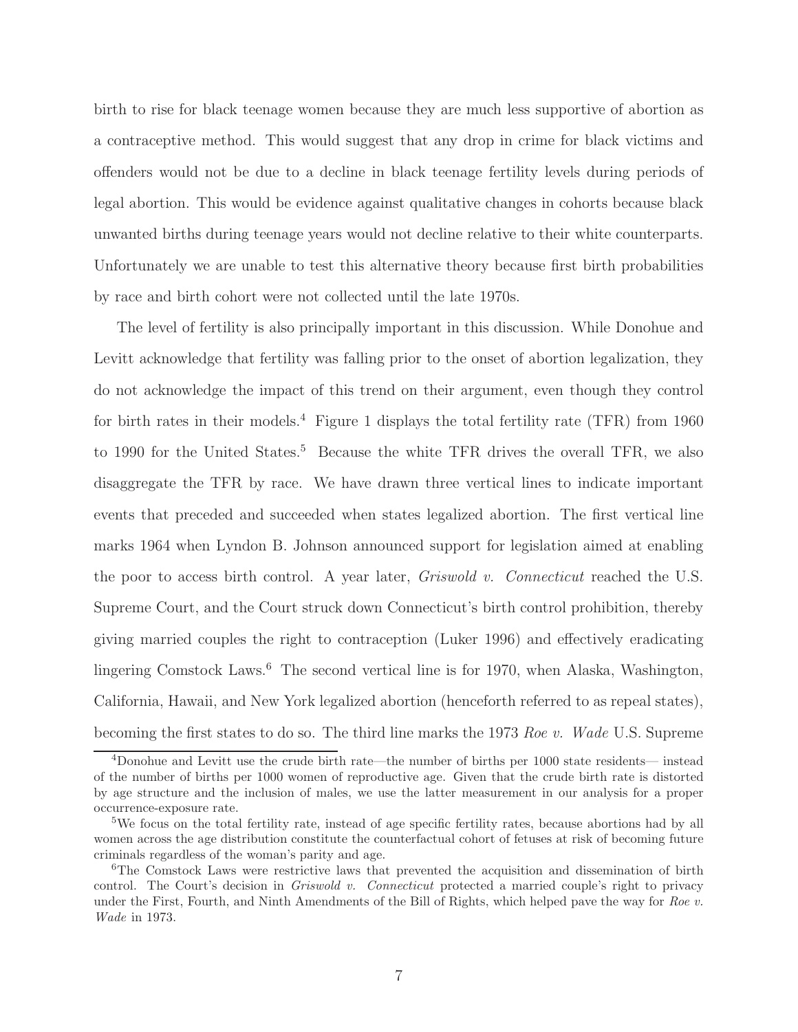birth to rise for black teenage women because they are much less supportive of abortion as a contraceptive method. This would suggest that any drop in crime for black victims and offenders would not be due to a decline in black teenage fertility levels during periods of legal abortion. This would be evidence against qualitative changes in cohorts because black unwanted births during teenage years would not decline relative to their white counterparts. Unfortunately we are unable to test this alternative theory because first birth probabilities by race and birth cohort were not collected until the late 1970s.

The level of fertility is also principally important in this discussion. While Donohue and Levitt acknowledge that fertility was falling prior to the onset of abortion legalization, they do not acknowledge the impact of this trend on their argument, even though they control for birth rates in their models.[4] Figure 1 displays the total fertility rate (TFR) from 1960 to 1990 for the United States.[5] Because the white TFR drives the overall TFR, we also disaggregate the TFR by race. We have drawn three vertical lines to indicate important events that preceded and succeeded when states legalized abortion. The first vertical line marks 1964 when Lyndon B. Johnson announced support for legislation aimed at enabling the poor to access birth control. A year later, *Griswold v. Connecticut* reached the U.S. Supreme Court, and the Court struck down Connecticut's birth control prohibition, thereby giving married couples the right to contraception (Luker 1996) and effectively eradicating lingering Comstock Laws.[6] The second vertical line is for 1970, when Alaska, Washington, California, Hawaii, and New York legalized abortion (henceforth referred to as repeal states), becoming the first states to do so. The third line marks the 1973 *Roe v. Wade* U.S. Supreme

[4] Donohue and Levitt use the crude birth rate—the number of births per 1000 state residents— instead of the number of births per 1000 women of reproductive age. Given that the crude birth rate is distorted by age structure and the inclusion of males, we use the latter measurement in our analysis for a proper occurrence-exposure rate.

[5] We focus on the total fertility rate, instead of age specific fertility rates, because abortions had by all women across the age distribution constitute the counterfactual cohort of fetuses at risk of becoming future criminals regardless of the woman's parity and age.

[6] The Comstock Laws were restrictive laws that prevented the acquisition and dissemination of birth control. The Court's decision in *Griswold v. Connecticut* protected a married couple's right to privacy under the First, Fourth, and Ninth Amendments of the Bill of Rights, which helped pave the way for *Roe v. Wade* in 1973.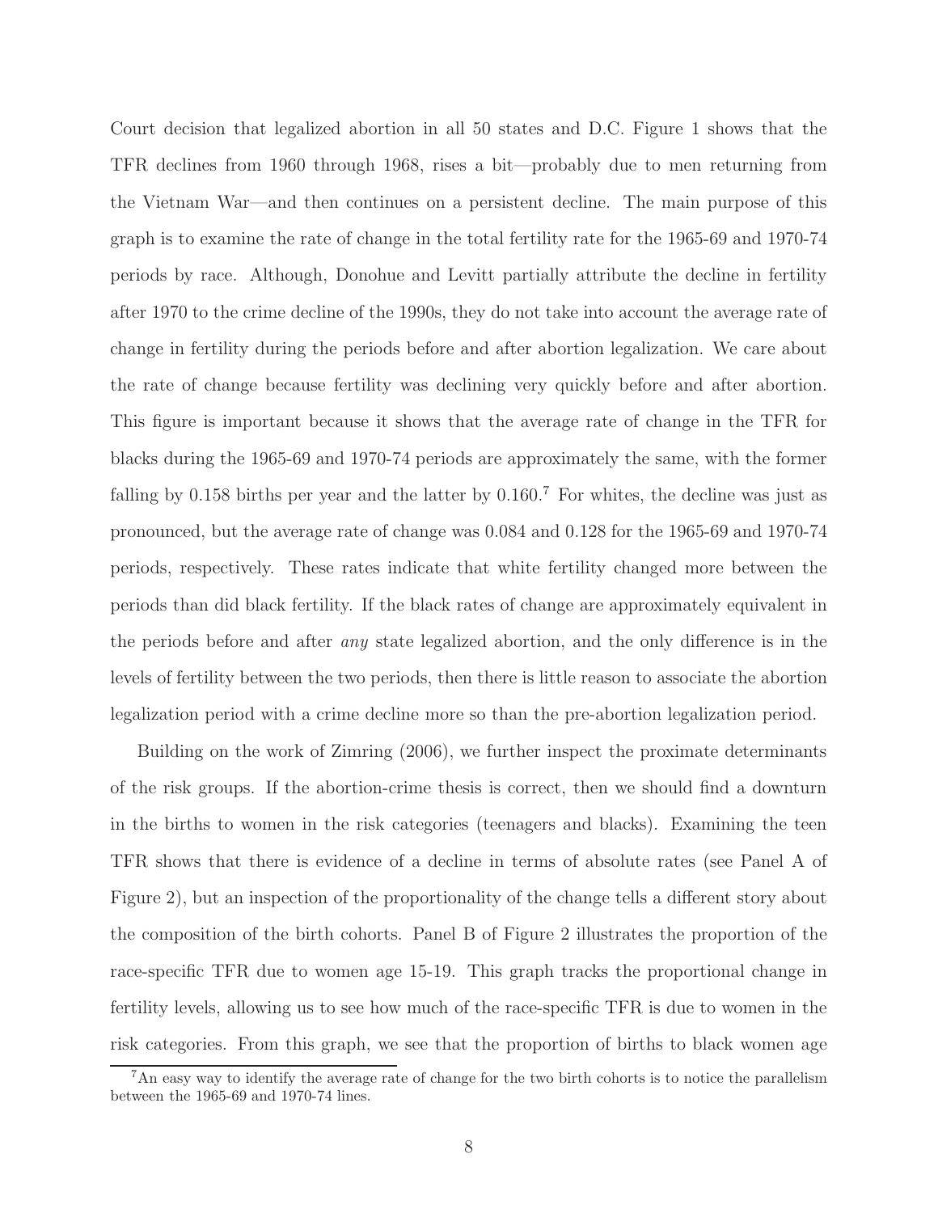Court decision that legalized abortion in all 50 states and D.C. Figure 1 shows that the TFR declines from 1960 through 1968, rises a bit—probably due to men returning from the Vietnam War—and then continues on a persistent decline. The main purpose of this graph is to examine the rate of change in the total fertility rate for the 1965-69 and 1970-74 periods by race. Although, Donohue and Levitt partially attribute the decline in fertility after 1970 to the crime decline of the 1990s, they do not take into account the average rate of change in fertility during the periods before and after abortion legalization. We care about the rate of change because fertility was declining very quickly before and after abortion. This figure is important because it shows that the average rate of change in the TFR for blacks during the 1965-69 and 1970-74 periods are approximately the same, with the former falling by 0.158 births per year and the latter by 0.160.[7] For whites, the decline was just as pronounced, but the average rate of change was 0.084 and 0.128 for the 1965-69 and 1970-74 periods, respectively. These rates indicate that white fertility changed more between the periods than did black fertility. If the black rates of change are approximately equivalent in the periods before and after *any* state legalized abortion, and the only difference is in the levels of fertility between the two periods, then there is little reason to associate the abortion legalization period with a crime decline more so than the pre-abortion legalization period.

Building on the work of Zimring (2006), we further inspect the proximate determinants of the risk groups. If the abortion-crime thesis is correct, then we should find a downturn in the births to women in the risk categories (teenagers and blacks). Examining the teen TFR shows that there is evidence of a decline in terms of absolute rates (see Panel A of Figure 2), but an inspection of the proportionality of the change tells a different story about the composition of the birth cohorts. Panel B of Figure 2 illustrates the proportion of the race-specific TFR due to women age 15-19. This graph tracks the proportional change in fertility levels, allowing us to see how much of the race-specific TFR is due to women in the risk categories. From this graph, we see that the proportion of births to black women age

[7] An easy way to identify the average rate of change for the two birth cohorts is to notice the parallelism between the 1965-69 and 1970-74 lines.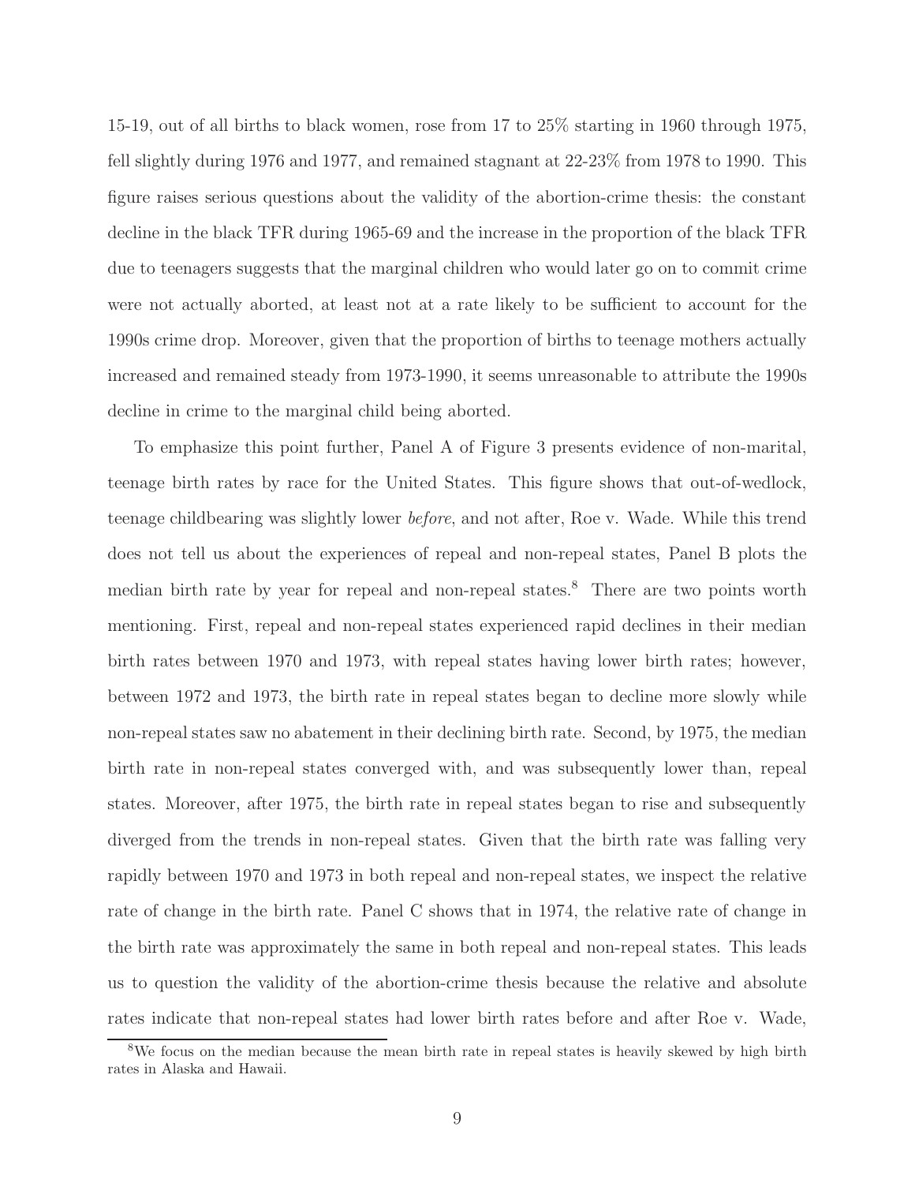15-19, out of all births to black women, rose from 17 to 25% starting in 1960 through 1975, fell slightly during 1976 and 1977, and remained stagnant at 22-23% from 1978 to 1990. This figure raises serious questions about the validity of the abortion-crime thesis: the constant decline in the black TFR during 1965-69 and the increase in the proportion of the black TFR due to teenagers suggests that the marginal children who would later go on to commit crime were not actually aborted, at least not at a rate likely to be sufficient to account for the 1990s crime drop. Moreover, given that the proportion of births to teenage mothers actually increased and remained steady from 1973-1990, it seems unreasonable to attribute the 1990s decline in crime to the marginal child being aborted.

To emphasize this point further, Panel A of Figure 3 presents evidence of non-marital, teenage birth rates by race for the United States. This figure shows that out-of-wedlock, teenage childbearing was slightly lower *before*, and not after, Roe v. Wade. While this trend does not tell us about the experiences of repeal and non-repeal states, Panel B plots the median birth rate by year for repeal and non-repeal states.[8] There are two points worth mentioning. First, repeal and non-repeal states experienced rapid declines in their median birth rates between 1970 and 1973, with repeal states having lower birth rates; however, between 1972 and 1973, the birth rate in repeal states began to decline more slowly while non-repeal states saw no abatement in their declining birth rate. Second, by 1975, the median birth rate in non-repeal states converged with, and was subsequently lower than, repeal states. Moreover, after 1975, the birth rate in repeal states began to rise and subsequently diverged from the trends in non-repeal states. Given that the birth rate was falling very rapidly between 1970 and 1973 in both repeal and non-repeal states, we inspect the relative rate of change in the birth rate. Panel C shows that in 1974, the relative rate of change in the birth rate was approximately the same in both repeal and non-repeal states. This leads us to question the validity of the abortion-crime thesis because the relative and absolute rates indicate that non-repeal states had lower birth rates before and after Roe v. Wade,

[8] We focus on the median because the mean birth rate in repeal states is heavily skewed by high birth rates in Alaska and Hawaii.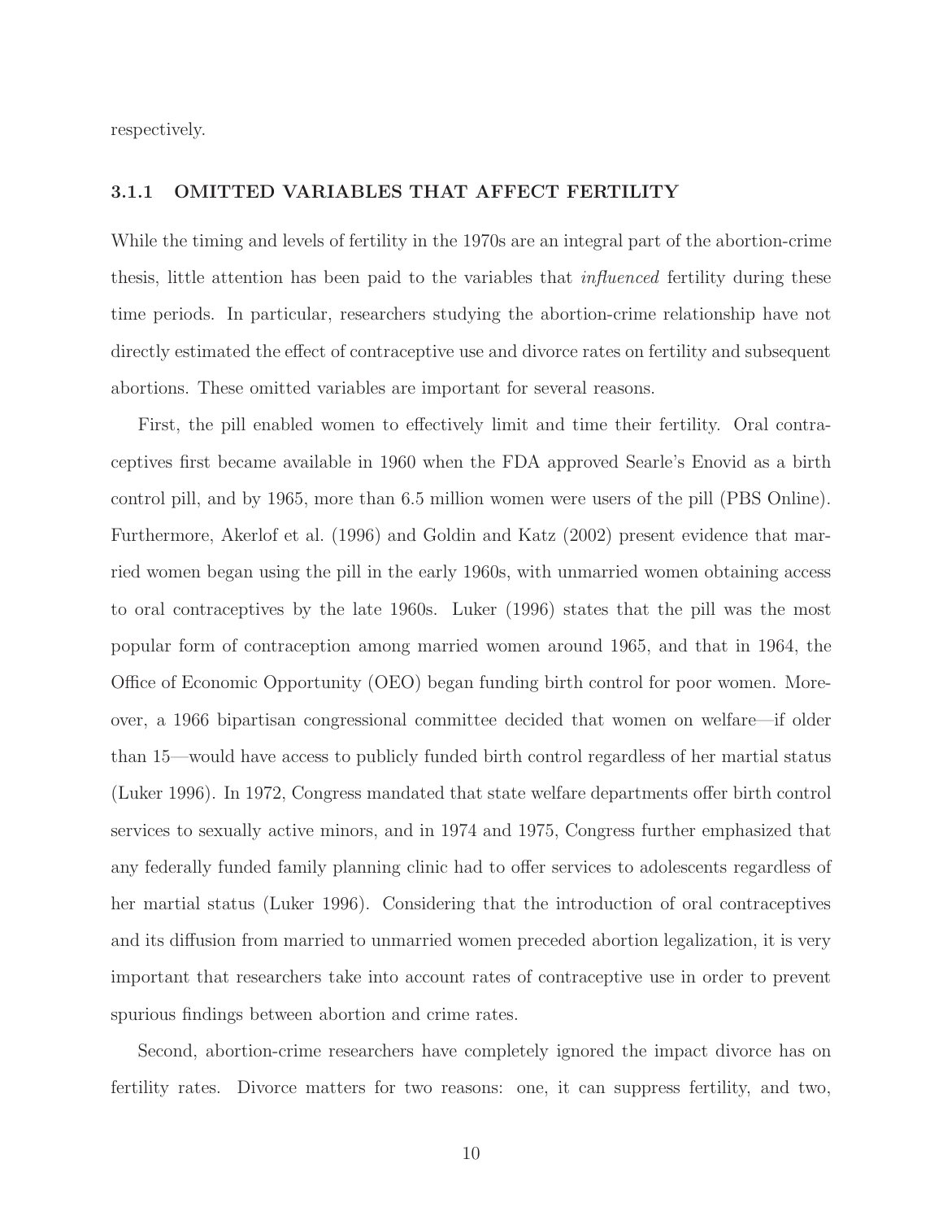respectively.

### 3.1.1 OMITTED VARIABLES THAT AFFECT FERTILITY

While the timing and levels of fertility in the 1970s are an integral part of the abortion-crime thesis, little attention has been paid to the variables that *influenced* fertility during these time periods. In particular, researchers studying the abortion-crime relationship have not directly estimated the effect of contraceptive use and divorce rates on fertility and subsequent abortions. These omitted variables are important for several reasons.

First, the pill enabled women to effectively limit and time their fertility. Oral contraceptives first became available in 1960 when the FDA approved Searle's Enovid as a birth control pill, and by 1965, more than 6.5 million women were users of the pill (PBS Online). Furthermore, Akerlof et al. (1996) and Goldin and Katz (2002) present evidence that married women began using the pill in the early 1960s, with unmarried women obtaining access to oral contraceptives by the late 1960s. Luker (1996) states that the pill was the most popular form of contraception among married women around 1965, and that in 1964, the Office of Economic Opportunity (OEO) began funding birth control for poor women. Moreover, a 1966 bipartisan congressional committee decided that women on welfare—if older than 15—would have access to publicly funded birth control regardless of her martial status (Luker 1996). In 1972, Congress mandated that state welfare departments offer birth control services to sexually active minors, and in 1974 and 1975, Congress further emphasized that any federally funded family planning clinic had to offer services to adolescents regardless of her martial status (Luker 1996). Considering that the introduction of oral contraceptives and its diffusion from married to unmarried women preceded abortion legalization, it is very important that researchers take into account rates of contraceptive use in order to prevent spurious findings between abortion and crime rates.

Second, abortion-crime researchers have completely ignored the impact divorce has on fertility rates. Divorce matters for two reasons: one, it can suppress fertility, and two,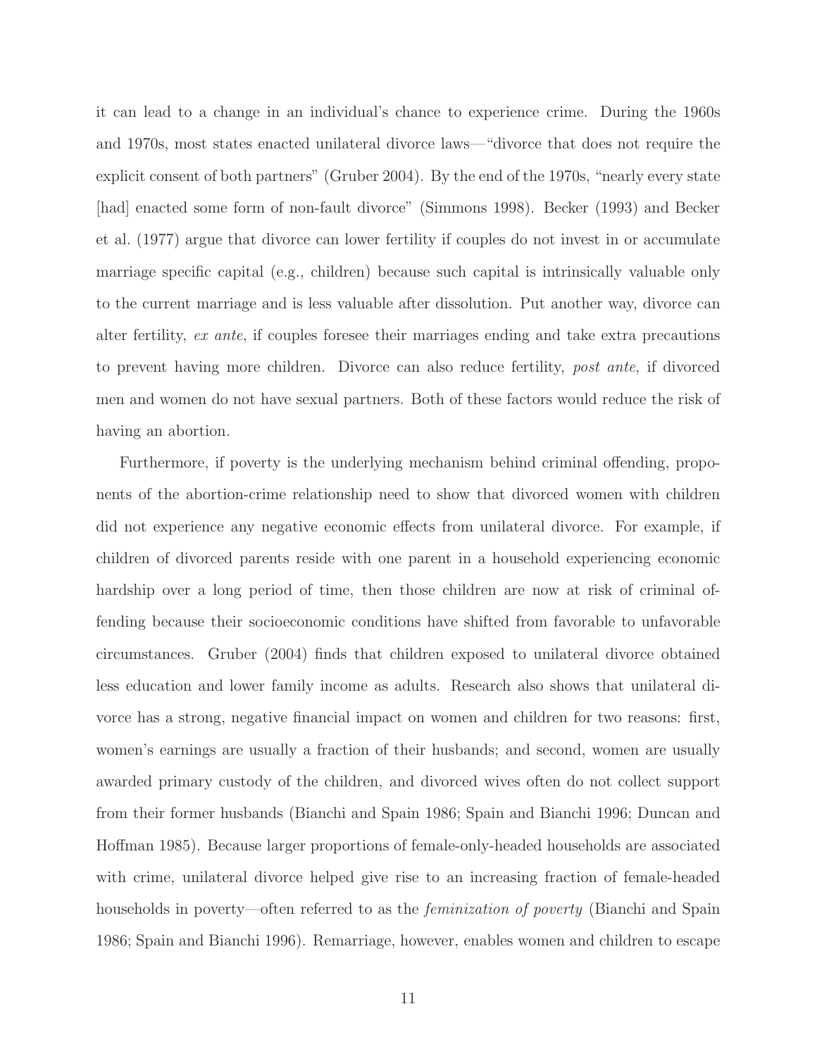it can lead to a change in an individual's chance to experience crime. During the 1960s and 1970s, most states enacted unilateral divorce laws—"divorce that does not require the explicit consent of both partners" (Gruber 2004). By the end of the 1970s, "nearly every state [had] enacted some form of non-fault divorce" (Simmons 1998). Becker (1993) and Becker et al. (1977) argue that divorce can lower fertility if couples do not invest in or accumulate marriage specific capital (e.g., children) because such capital is intrinsically valuable only to the current marriage and is less valuable after dissolution. Put another way, divorce can alter fertility, *ex ante*, if couples foresee their marriages ending and take extra precautions to prevent having more children. Divorce can also reduce fertility, *post ante*, if divorced men and women do not have sexual partners. Both of these factors would reduce the risk of having an abortion.

Furthermore, if poverty is the underlying mechanism behind criminal offending, proponents of the abortion-crime relationship need to show that divorced women with children did not experience any negative economic effects from unilateral divorce. For example, if children of divorced parents reside with one parent in a household experiencing economic hardship over a long period of time, then those children are now at risk of criminal offending because their socioeconomic conditions have shifted from favorable to unfavorable circumstances. Gruber (2004) finds that children exposed to unilateral divorce obtained less education and lower family income as adults. Research also shows that unilateral divorce has a strong, negative financial impact on women and children for two reasons: first, women's earnings are usually a fraction of their husbands; and second, women are usually awarded primary custody of the children, and divorced wives often do not collect support from their former husbands (Bianchi and Spain 1986; Spain and Bianchi 1996; Duncan and Hoffman 1985). Because larger proportions of female-only-headed households are associated with crime, unilateral divorce helped give rise to an increasing fraction of female-headed households in poverty—often referred to as the *feminization of poverty* (Bianchi and Spain 1986; Spain and Bianchi 1996). Remarriage, however, enables women and children to escape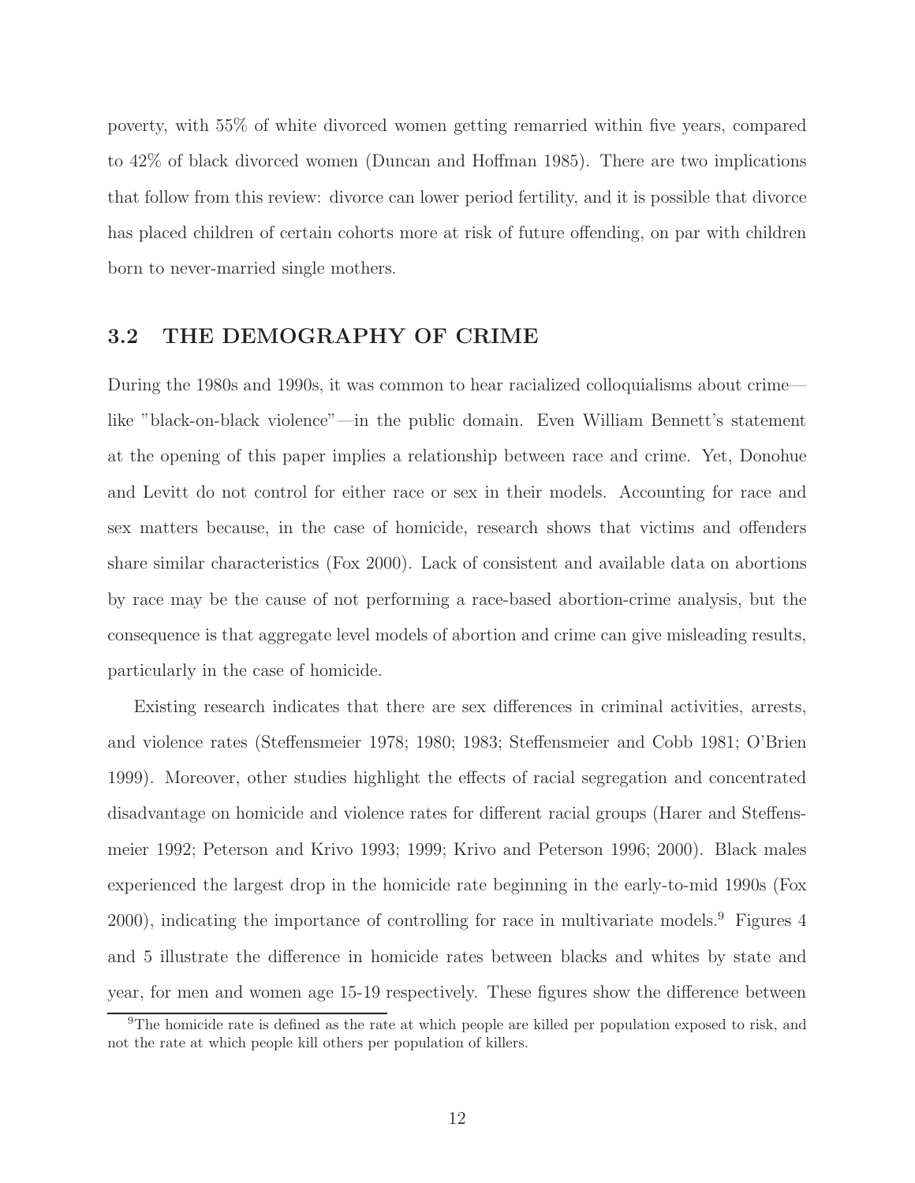poverty, with 55% of white divorced women getting remarried within five years, compared to 42% of black divorced women (Duncan and Hoffman 1985). There are two implications that follow from this review: divorce can lower period fertility, and it is possible that divorce has placed children of certain cohorts more at risk of future offending, on par with children born to never-married single mothers.

## 3.2 THE DEMOGRAPHY OF CRIME

During the 1980s and 1990s, it was common to hear racialized colloquialisms about crime—like "black-on-black violence"—in the public domain. Even William Bennett's statement at the opening of this paper implies a relationship between race and crime. Yet, Donohue and Levitt do not control for either race or sex in their models. Accounting for race and sex matters because, in the case of homicide, research shows that victims and offenders share similar characteristics (Fox 2000). Lack of consistent and available data on abortions by race may be the cause of not performing a race-based abortion-crime analysis, but the consequence is that aggregate level models of abortion and crime can give misleading results, particularly in the case of homicide.

Existing research indicates that there are sex differences in criminal activities, arrests, and violence rates (Steffensmeier 1978; 1980; 1983; Steffensmeier and Cobb 1981; O'Brien 1999). Moreover, other studies highlight the effects of racial segregation and concentrated disadvantage on homicide and violence rates for different racial groups (Harer and Steffensmeier 1992; Peterson and Krivo 1993; 1999; Krivo and Peterson 1996; 2000). Black males experienced the largest drop in the homicide rate beginning in the early-to-mid 1990s (Fox 2000), indicating the importance of controlling for race in multivariate models.[9] Figures 4 and 5 illustrate the difference in homicide rates between blacks and whites by state and year, for men and women age 15-19 respectively. These figures show the difference between

[9] The homicide rate is defined as the rate at which people are killed per population exposed to risk, and not the rate at which people kill others per population of killers.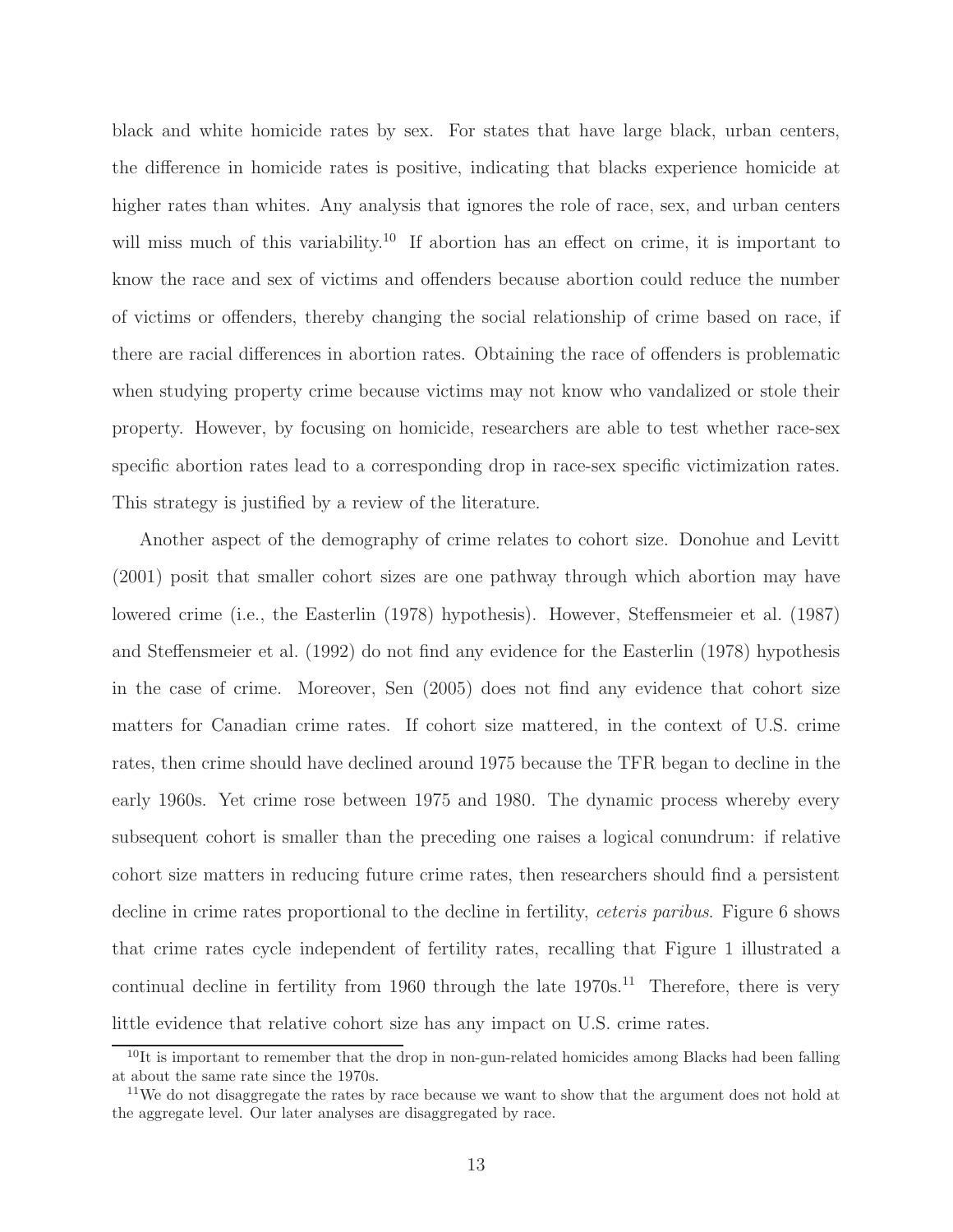black and white homicide rates by sex. For states that have large black, urban centers, the difference in homicide rates is positive, indicating that blacks experience homicide at higher rates than whites. Any analysis that ignores the role of race, sex, and urban centers will miss much of this variability.[10] If abortion has an effect on crime, it is important to know the race and sex of victims and offenders because abortion could reduce the number of victims or offenders, thereby changing the social relationship of crime based on race, if there are racial differences in abortion rates. Obtaining the race of offenders is problematic when studying property crime because victims may not know who vandalized or stole their property. However, by focusing on homicide, researchers are able to test whether race-sex specific abortion rates lead to a corresponding drop in race-sex specific victimization rates. This strategy is justified by a review of the literature.

Another aspect of the demography of crime relates to cohort size. Donohue and Levitt (2001) posit that smaller cohort sizes are one pathway through which abortion may have lowered crime (i.e., the Easterlin (1978) hypothesis). However, Steffensmeier et al. (1987) and Steffensmeier et al. (1992) do not find any evidence for the Easterlin (1978) hypothesis in the case of crime. Moreover, Sen (2005) does not find any evidence that cohort size matters for Canadian crime rates. If cohort size mattered, in the context of U.S. crime rates, then crime should have declined around 1975 because the TFR began to decline in the early 1960s. Yet crime rose between 1975 and 1980. The dynamic process whereby every subsequent cohort is smaller than the preceding one raises a logical conundrum: if relative cohort size matters in reducing future crime rates, then researchers should find a persistent decline in crime rates proportional to the decline in fertility, *ceteris paribus*. Figure 6 shows that crime rates cycle independent of fertility rates, recalling that Figure 1 illustrated a continual decline in fertility from 1960 through the late 1970s.[11] Therefore, there is very little evidence that relative cohort size has any impact on U.S. crime rates.

[10] It is important to remember that the drop in non-gun-related homicides among Blacks had been falling at about the same rate since the 1970s.

[11] We do not disaggregate the rates by race because we want to show that the argument does not hold at the aggregate level. Our later analyses are disaggregated by race.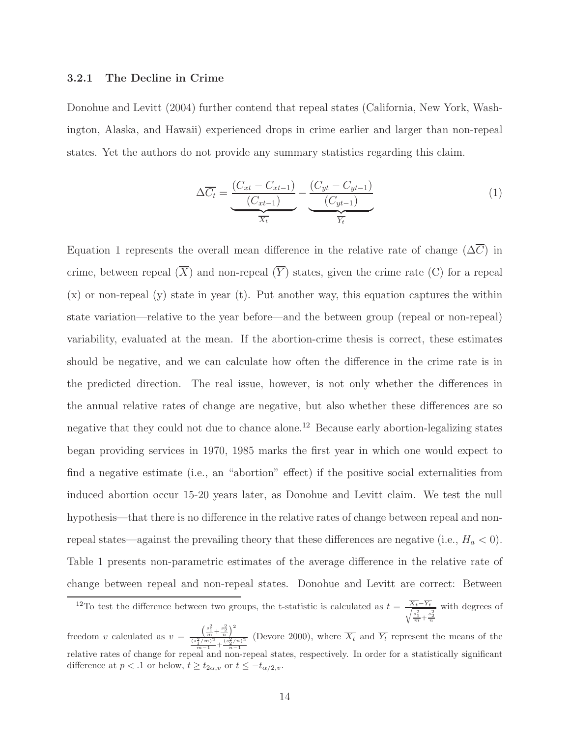### 3.2.1 The Decline in Crime

Donohue and Levitt (2004) further contend that repeal states (California, New York, Washington, Alaska, and Hawaii) experienced drops in crime earlier and larger than non-repeal states. Yet the authors do not provide any summary statistics regarding this claim.

$$\Delta\overline{C_t} = \underbrace{\frac{(C_{xt} - C_{xt-1})}{(C_{xt-1})}}_{\overline{X_t}} - \underbrace{\frac{(C_{yt} - C_{yt-1})}{(C_{yt-1})}}_{\overline{Y_t}} \tag{1}$$

Equation 1 represents the overall mean difference in the relative rate of change ($\Delta\overline{C}$) in crime, between repeal ($\overline{X}$) and non-repeal ($\overline{Y}$) states, given the crime rate (C) for a repeal (x) or non-repeal (y) state in year (t). Put another way, this equation captures the within state variation—relative to the year before—and the between group (repeal or non-repeal) variability, evaluated at the mean. If the abortion-crime thesis is correct, these estimates should be negative, and we can calculate how often the difference in the crime rate is in the predicted direction. The real issue, however, is not only whether the differences in the annual relative rates of change are negative, but also whether these differences are so negative that they could not due to chance alone.[12] Because early abortion-legalizing states began providing services in 1970, 1985 marks the first year in which one would expect to find a negative estimate (i.e., an "abortion" effect) if the positive social externalities from induced abortion occur 15-20 years later, as Donohue and Levitt claim. We test the null hypothesis—that there is no difference in the relative rates of change between repeal and non-repeal states—against the prevailing theory that these differences are negative (i.e., $H_a < 0$). Table 1 presents non-parametric estimates of the average difference in the relative rate of change between repeal and non-repeal states. Donohue and Levitt are correct: Between

[12] To test the difference between two groups, the t-statistic is calculated as $t = \frac{\overline{X_t} - \overline{Y_t}}{\sqrt{\frac{s_1^2}{m} + \frac{s_2^2}{n}}}$ with degrees of freedom $v$ calculated as $v = \frac{\left(\frac{s_1^2}{m} + \frac{s_2^2}{n}\right)^2}{\frac{(s_1^2/m)^2}{m-1} + \frac{(s_2^2/n)^2}{n-1}}$ (Devore 2000), where $\overline{X_t}$ and $\overline{Y_t}$ represent the means of the relative rates of change for repeal and non-repeal states, respectively. In order for a statistically significant difference at $p < .1$ or below, $t \geq t_{2\alpha,v}$ or $t \leq -t_{\alpha/2,v}$.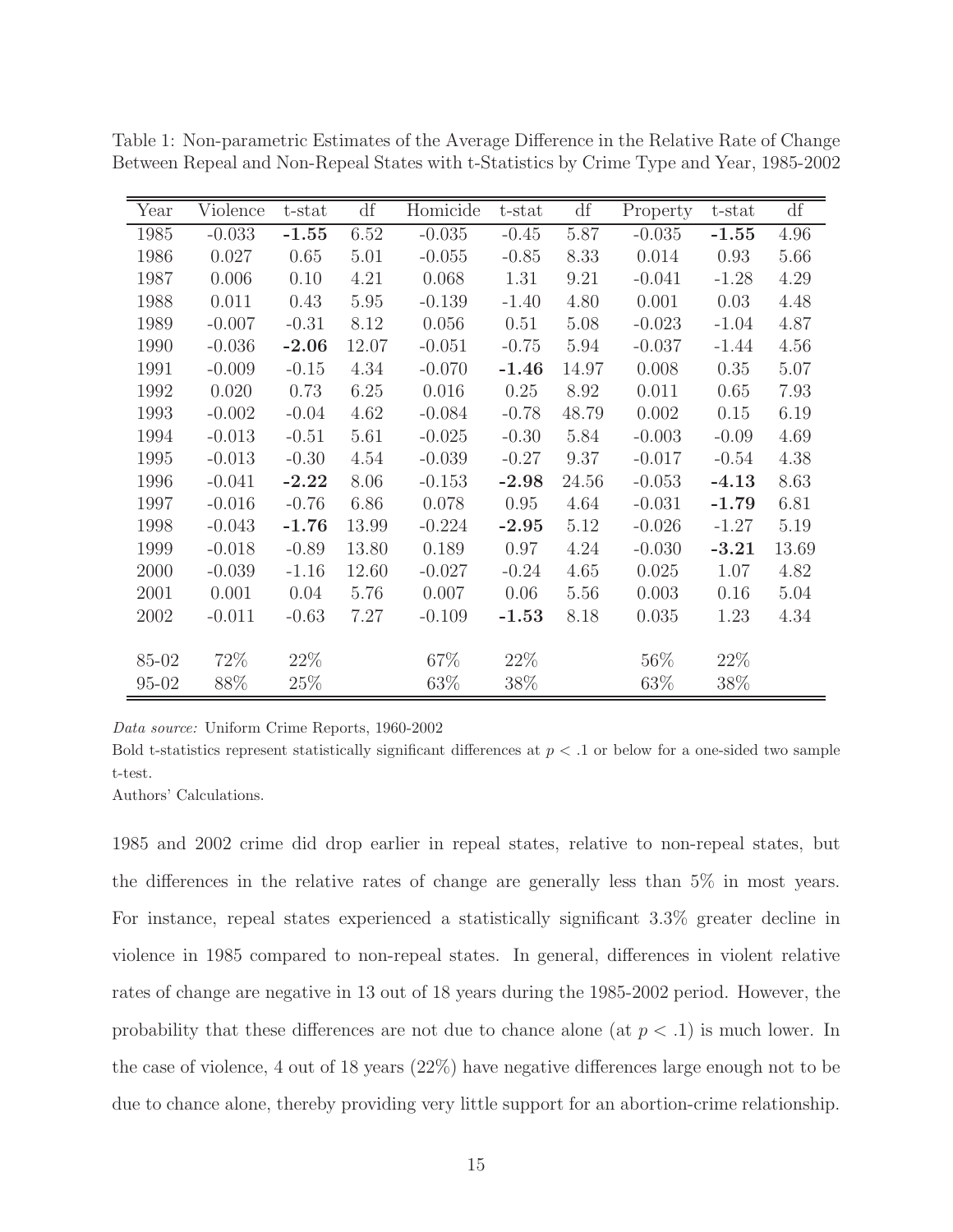Table 1: Non-parametric Estimates of the Average Difference in the Relative Rate of Change Between Repeal and Non-Repeal States with t-Statistics by Crime Type and Year, 1985-2002

| Year | Violence | t-stat | df | Homicide | t-stat | df | Property | t-stat | df |
|---|---|---|---|---|---|---|---|---|---|
| 1985 | -0.033 | **-1.55** | 6.52 | -0.035 | -0.45 | 5.87 | -0.035 | **-1.55** | 4.96 |
| 1986 | 0.027 | 0.65 | 5.01 | -0.055 | -0.85 | 8.33 | 0.014 | 0.93 | 5.66 |
| 1987 | 0.006 | 0.10 | 4.21 | 0.068 | 1.31 | 9.21 | -0.041 | -1.28 | 4.29 |
| 1988 | 0.011 | 0.43 | 5.95 | -0.139 | -1.40 | 4.80 | 0.001 | 0.03 | 4.48 |
| 1989 | -0.007 | -0.31 | 8.12 | 0.056 | 0.51 | 5.08 | -0.023 | -1.04 | 4.87 |
| 1990 | -0.036 | **-2.06** | 12.07 | -0.051 | -0.75 | 5.94 | -0.037 | -1.44 | 4.56 |
| 1991 | -0.009 | -0.15 | 4.34 | -0.070 | **-1.46** | 14.97 | 0.008 | 0.35 | 5.07 |
| 1992 | 0.020 | 0.73 | 6.25 | 0.016 | 0.25 | 8.92 | 0.011 | 0.65 | 7.93 |
| 1993 | -0.002 | -0.04 | 4.62 | -0.084 | -0.78 | 48.79 | 0.002 | 0.15 | 6.19 |
| 1994 | -0.013 | -0.51 | 5.61 | -0.025 | -0.30 | 5.84 | -0.003 | -0.09 | 4.69 |
| 1995 | -0.013 | -0.30 | 4.54 | -0.039 | -0.27 | 9.37 | -0.017 | -0.54 | 4.38 |
| 1996 | -0.041 | **-2.22** | 8.06 | -0.153 | **-2.98** | 24.56 | -0.053 | **-4.13** | 8.63 |
| 1997 | -0.016 | -0.76 | 6.86 | 0.078 | 0.95 | 4.64 | -0.031 | **-1.79** | 6.81 |
| 1998 | -0.043 | **-1.76** | 13.99 | -0.224 | **-2.95** | 5.12 | -0.026 | -1.27 | 5.19 |
| 1999 | -0.018 | -0.89 | 13.80 | 0.189 | 0.97 | 4.24 | -0.030 | **-3.21** | 13.69 |
| 2000 | -0.039 | -1.16 | 12.60 | -0.027 | -0.24 | 4.65 | 0.025 | 1.07 | 4.82 |
| 2001 | 0.001 | 0.04 | 5.76 | 0.007 | 0.06 | 5.56 | 0.003 | 0.16 | 5.04 |
| 2002 | -0.011 | -0.63 | 7.27 | -0.109 | **-1.53** | 8.18 | 0.035 | 1.23 | 4.34 |
| 85-02 | 72% | 22% | | 67% | 22% | | 56% | 22% | |
| 95-02 | 88% | 25% | | 63% | 38% | | 63% | 38% | |

*Data source:* Uniform Crime Reports, 1960-2002

Bold t-statistics represent statistically significant differences at $p < .1$ or below for a one-sided two sample t-test.

Authors' Calculations.

1985 and 2002 crime did drop earlier in repeal states, relative to non-repeal states, but the differences in the relative rates of change are generally less than 5% in most years. For instance, repeal states experienced a statistically significant 3.3% greater decline in violence in 1985 compared to non-repeal states. In general, differences in violent relative rates of change are negative in 13 out of 18 years during the 1985-2002 period. However, the probability that these differences are not due to chance alone (at $p < .1$) is much lower. In the case of violence, 4 out of 18 years (22%) have negative differences large enough not to be due to chance alone, thereby providing very little support for an abortion-crime relationship.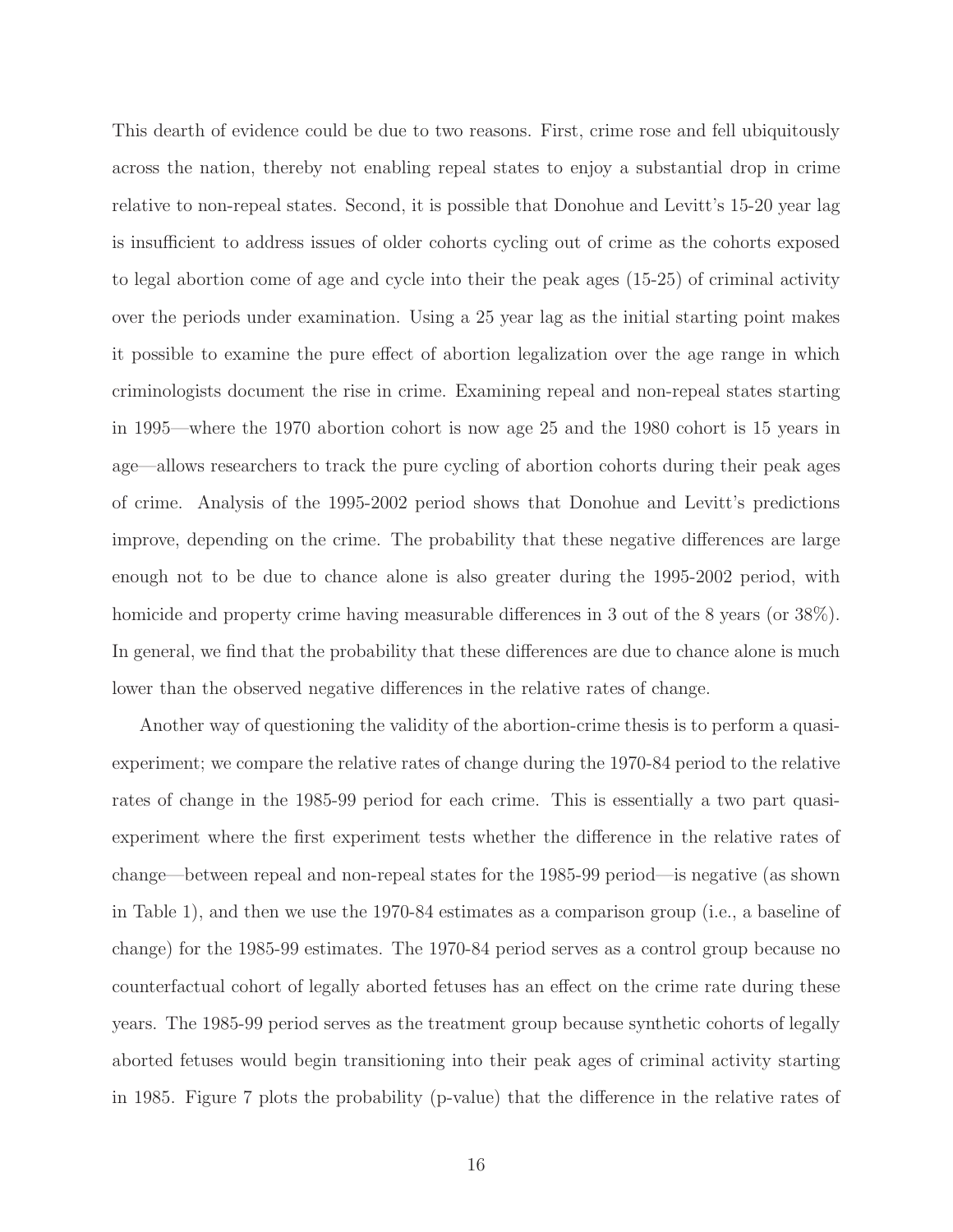This dearth of evidence could be due to two reasons. First, crime rose and fell ubiquitously across the nation, thereby not enabling repeal states to enjoy a substantial drop in crime relative to non-repeal states. Second, it is possible that Donohue and Levitt's 15-20 year lag is insufficient to address issues of older cohorts cycling out of crime as the cohorts exposed to legal abortion come of age and cycle into their the peak ages (15-25) of criminal activity over the periods under examination. Using a 25 year lag as the initial starting point makes it possible to examine the pure effect of abortion legalization over the age range in which criminologists document the rise in crime. Examining repeal and non-repeal states starting in 1995—where the 1970 abortion cohort is now age 25 and the 1980 cohort is 15 years in age—allows researchers to track the pure cycling of abortion cohorts during their peak ages of crime. Analysis of the 1995-2002 period shows that Donohue and Levitt's predictions improve, depending on the crime. The probability that these negative differences are large enough not to be due to chance alone is also greater during the 1995-2002 period, with homicide and property crime having measurable differences in 3 out of the 8 years (or 38%). In general, we find that the probability that these differences are due to chance alone is much lower than the observed negative differences in the relative rates of change.

Another way of questioning the validity of the abortion-crime thesis is to perform a quasi-experiment; we compare the relative rates of change during the 1970-84 period to the relative rates of change in the 1985-99 period for each crime. This is essentially a two part quasi-experiment where the first experiment tests whether the difference in the relative rates of change—between repeal and non-repeal states for the 1985-99 period—is negative (as shown in Table 1), and then we use the 1970-84 estimates as a comparison group (i.e., a baseline of change) for the 1985-99 estimates. The 1970-84 period serves as a control group because no counterfactual cohort of legally aborted fetuses has an effect on the crime rate during these years. The 1985-99 period serves as the treatment group because synthetic cohorts of legally aborted fetuses would begin transitioning into their peak ages of criminal activity starting in 1985. Figure 7 plots the probability (p-value) that the difference in the relative rates of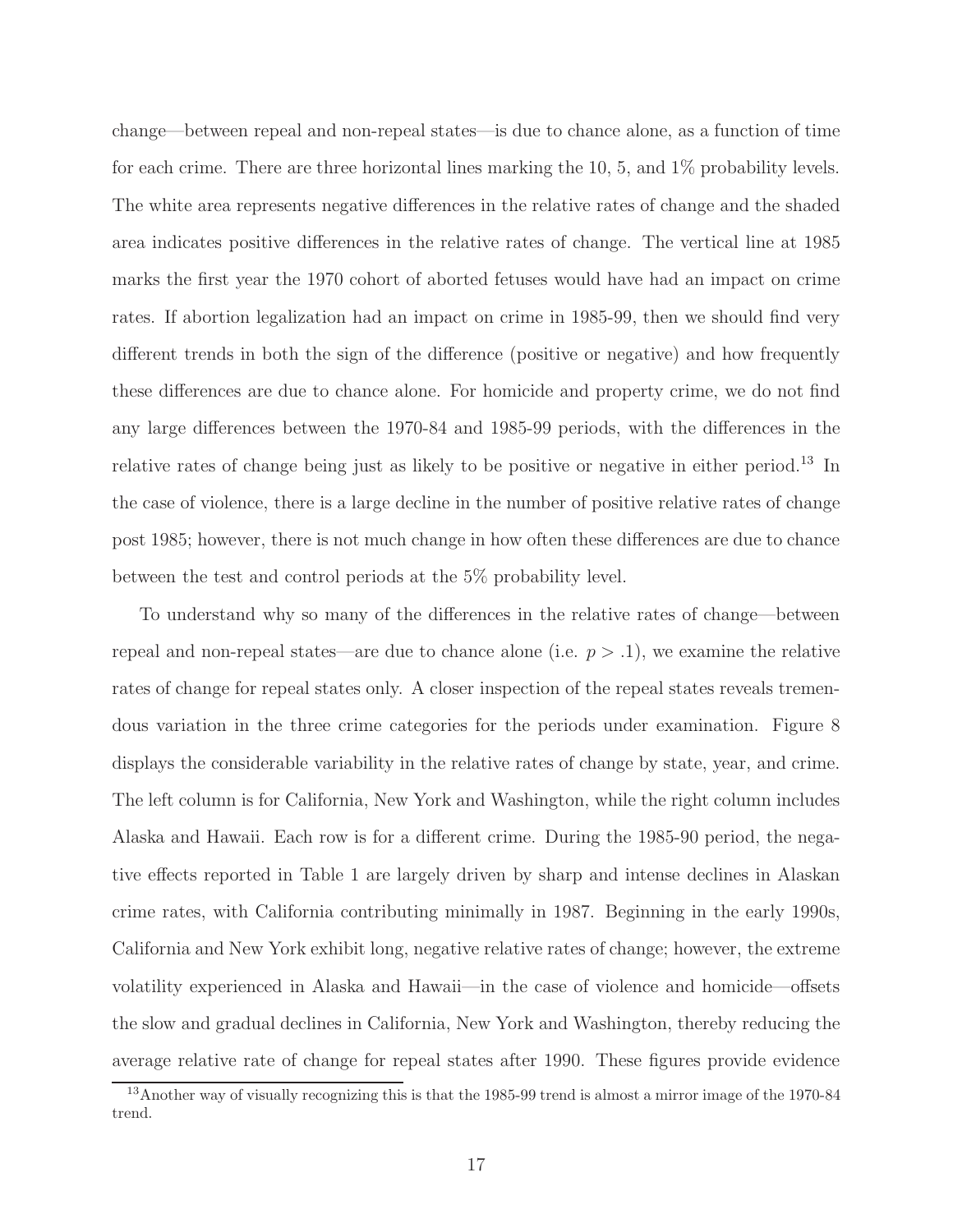change—between repeal and non-repeal states—is due to chance alone, as a function of time for each crime. There are three horizontal lines marking the 10, 5, and 1% probability levels. The white area represents negative differences in the relative rates of change and the shaded area indicates positive differences in the relative rates of change. The vertical line at 1985 marks the first year the 1970 cohort of aborted fetuses would have had an impact on crime rates. If abortion legalization had an impact on crime in 1985-99, then we should find very different trends in both the sign of the difference (positive or negative) and how frequently these differences are due to chance alone. For homicide and property crime, we do not find any large differences between the 1970-84 and 1985-99 periods, with the differences in the relative rates of change being just as likely to be positive or negative in either period.[13] In the case of violence, there is a large decline in the number of positive relative rates of change post 1985; however, there is not much change in how often these differences are due to chance between the test and control periods at the 5% probability level.

To understand why so many of the differences in the relative rates of change—between repeal and non-repeal states—are due to chance alone (i.e. $p > .1$), we examine the relative rates of change for repeal states only. A closer inspection of the repeal states reveals tremendous variation in the three crime categories for the periods under examination. Figure 8 displays the considerable variability in the relative rates of change by state, year, and crime. The left column is for California, New York and Washington, while the right column includes Alaska and Hawaii. Each row is for a different crime. During the 1985-90 period, the negative effects reported in Table 1 are largely driven by sharp and intense declines in Alaskan crime rates, with California contributing minimally in 1987. Beginning in the early 1990s, California and New York exhibit long, negative relative rates of change; however, the extreme volatility experienced in Alaska and Hawaii—in the case of violence and homicide—offsets the slow and gradual declines in California, New York and Washington, thereby reducing the average relative rate of change for repeal states after 1990. These figures provide evidence

[13] Another way of visually recognizing this is that the 1985-99 trend is almost a mirror image of the 1970-84 trend.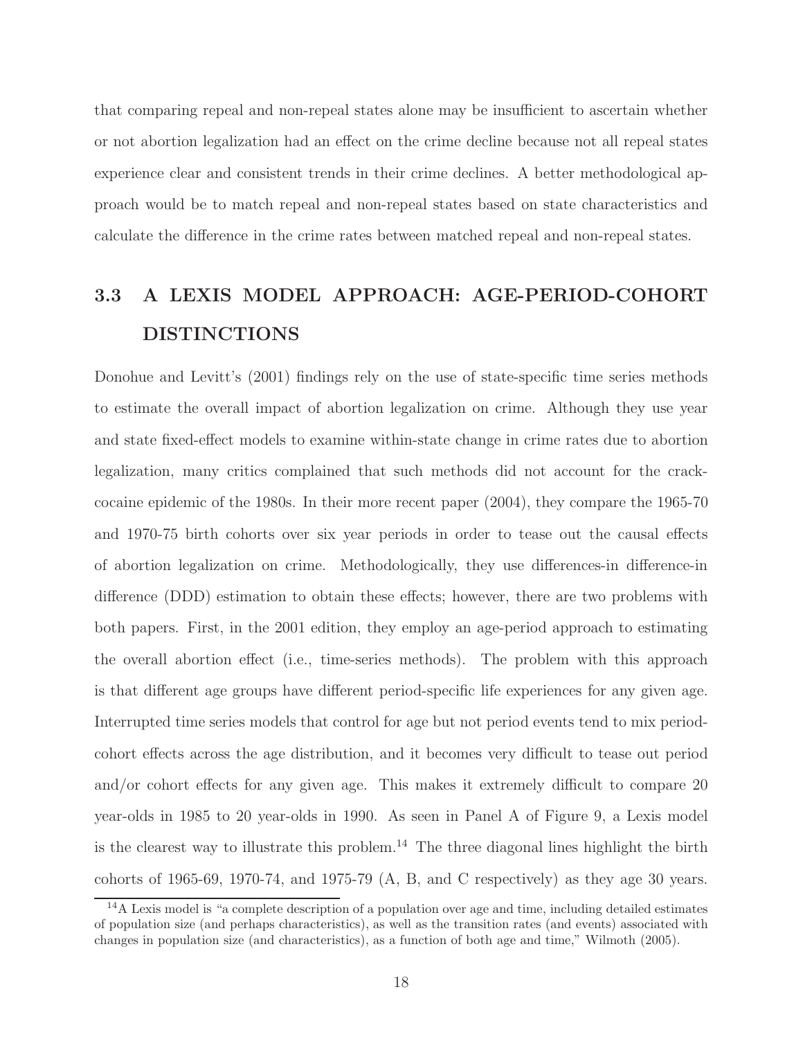that comparing repeal and non-repeal states alone may be insufficient to ascertain whether or not abortion legalization had an effect on the crime decline because not all repeal states experience clear and consistent trends in their crime declines. A better methodological approach would be to match repeal and non-repeal states based on state characteristics and calculate the difference in the crime rates between matched repeal and non-repeal states.

## 3.3 A LEXIS MODEL APPROACH: AGE-PERIOD-COHORT DISTINCTIONS

Donohue and Levitt's (2001) findings rely on the use of state-specific time series methods to estimate the overall impact of abortion legalization on crime. Although they use year and state fixed-effect models to examine within-state change in crime rates due to abortion legalization, many critics complained that such methods did not account for the crack-cocaine epidemic of the 1980s. In their more recent paper (2004), they compare the 1965-70 and 1970-75 birth cohorts over six year periods in order to tease out the causal effects of abortion legalization on crime. Methodologically, they use differences-in difference-in difference (DDD) estimation to obtain these effects; however, there are two problems with both papers. First, in the 2001 edition, they employ an age-period approach to estimating the overall abortion effect (i.e., time-series methods). The problem with this approach is that different age groups have different period-specific life experiences for any given age. Interrupted time series models that control for age but not period events tend to mix period-cohort effects across the age distribution, and it becomes very difficult to tease out period and/or cohort effects for any given age. This makes it extremely difficult to compare 20 year-olds in 1985 to 20 year-olds in 1990. As seen in Panel A of Figure 9, a Lexis model is the clearest way to illustrate this problem.[14] The three diagonal lines highlight the birth cohorts of 1965-69, 1970-74, and 1975-79 (A, B, and C respectively) as they age 30 years.

[14] A Lexis model is "a complete description of a population over age and time, including detailed estimates of population size (and perhaps characteristics), as well as the transition rates (and events) associated with changes in population size (and characteristics), as a function of both age and time," Wilmoth (2005).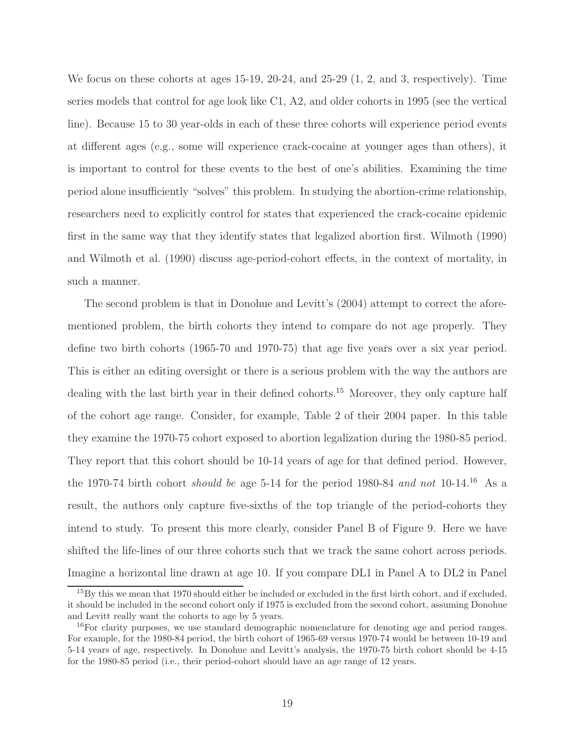We focus on these cohorts at ages 15-19, 20-24, and 25-29 (1, 2, and 3, respectively). Time series models that control for age look like C1, A2, and older cohorts in 1995 (see the vertical line). Because 15 to 30 year-olds in each of these three cohorts will experience period events at different ages (e.g., some will experience crack-cocaine at younger ages than others), it is important to control for these events to the best of one's abilities. Examining the time period alone insufficiently "solves" this problem. In studying the abortion-crime relationship, researchers need to explicitly control for states that experienced the crack-cocaine epidemic first in the same way that they identify states that legalized abortion first. Wilmoth (1990) and Wilmoth et al. (1990) discuss age-period-cohort effects, in the context of mortality, in such a manner.

The second problem is that in Donohue and Levitt's (2004) attempt to correct the aforementioned problem, the birth cohorts they intend to compare do not age properly. They define two birth cohorts (1965-70 and 1970-75) that age five years over a six year period. This is either an editing oversight or there is a serious problem with the way the authors are dealing with the last birth year in their defined cohorts.[15] Moreover, they only capture half of the cohort age range. Consider, for example, Table 2 of their 2004 paper. In this table they examine the 1970-75 cohort exposed to abortion legalization during the 1980-85 period. They report that this cohort should be 10-14 years of age for that defined period. However, the 1970-74 birth cohort *should be* age 5-14 for the period 1980-84 *and not* 10-14.[16] As a result, the authors only capture five-sixths of the top triangle of the period-cohorts they intend to study. To present this more clearly, consider Panel B of Figure 9. Here we have shifted the life-lines of our three cohorts such that we track the same cohort across periods. Imagine a horizontal line drawn at age 10. If you compare DL1 in Panel A to DL2 in Panel

[15] By this we mean that 1970 should either be included or excluded in the first birth cohort, and if excluded, it should be included in the second cohort only if 1975 is excluded from the second cohort, assuming Donohue and Levitt really want the cohorts to age by 5 years.

[16] For clarity purposes, we use standard demographic nomenclature for denoting age and period ranges. For example, for the 1980-84 period, the birth cohort of 1965-69 versus 1970-74 would be between 10-19 and 5-14 years of age, respectively. In Donohue and Levitt's analysis, the 1970-75 birth cohort should be 4-15 for the 1980-85 period (i.e., their period-cohort should have an age range of 12 years.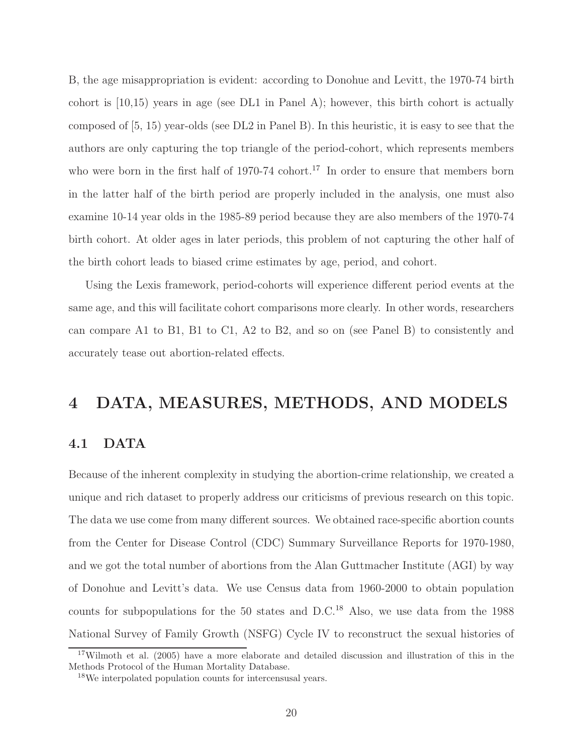B, the age misappropriation is evident: according to Donohue and Levitt, the 1970-74 birth cohort is [10,15) years in age (see DL1 in Panel A); however, this birth cohort is actually composed of [5, 15) year-olds (see DL2 in Panel B). In this heuristic, it is easy to see that the authors are only capturing the top triangle of the period-cohort, which represents members who were born in the first half of 1970-74 cohort.[17] In order to ensure that members born in the latter half of the birth period are properly included in the analysis, one must also examine 10-14 year olds in the 1985-89 period because they are also members of the 1970-74 birth cohort. At older ages in later periods, this problem of not capturing the other half of the birth cohort leads to biased crime estimates by age, period, and cohort.

Using the Lexis framework, period-cohorts will experience different period events at the same age, and this will facilitate cohort comparisons more clearly. In other words, researchers can compare A1 to B1, B1 to C1, A2 to B2, and so on (see Panel B) to consistently and accurately tease out abortion-related effects.

# 4 DATA, MEASURES, METHODS, AND MODELS

## 4.1 DATA

Because of the inherent complexity in studying the abortion-crime relationship, we created a unique and rich dataset to properly address our criticisms of previous research on this topic. The data we use come from many different sources. We obtained race-specific abortion counts from the Center for Disease Control (CDC) Summary Surveillance Reports for 1970-1980, and we got the total number of abortions from the Alan Guttmacher Institute (AGI) by way of Donohue and Levitt's data. We use Census data from 1960-2000 to obtain population counts for subpopulations for the 50 states and D.C.[18] Also, we use data from the 1988 National Survey of Family Growth (NSFG) Cycle IV to reconstruct the sexual histories of

[17] Wilmoth et al. (2005) have a more elaborate and detailed discussion and illustration of this in the Methods Protocol of the Human Mortality Database.

[18] We interpolated population counts for intercensusal years.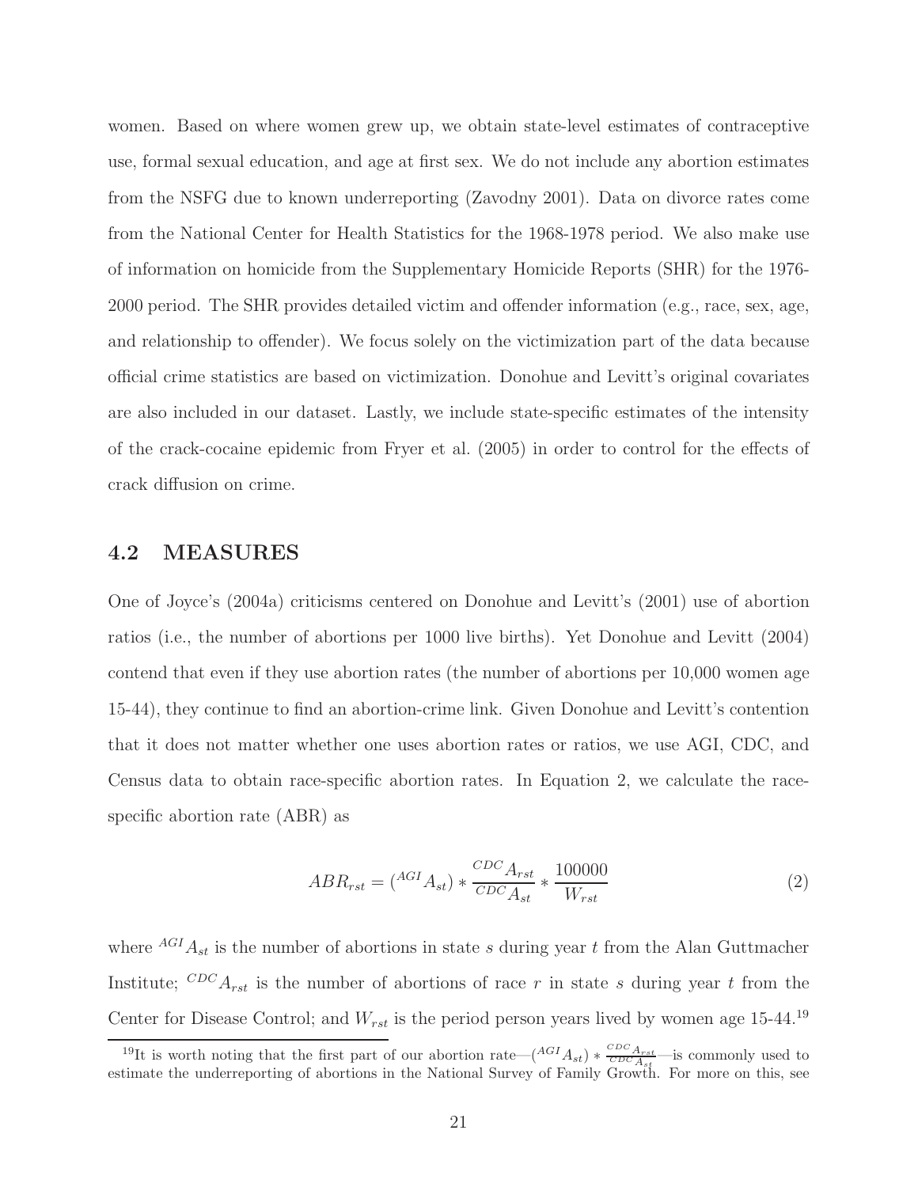women. Based on where women grew up, we obtain state-level estimates of contraceptive use, formal sexual education, and age at first sex. We do not include any abortion estimates from the NSFG due to known underreporting (Zavodny 2001). Data on divorce rates come from the National Center for Health Statistics for the 1968-1978 period. We also make use of information on homicide from the Supplementary Homicide Reports (SHR) for the 1976-2000 period. The SHR provides detailed victim and offender information (e.g., race, sex, age, and relationship to offender). We focus solely on the victimization part of the data because official crime statistics are based on victimization. Donohue and Levitt's original covariates are also included in our dataset. Lastly, we include state-specific estimates of the intensity of the crack-cocaine epidemic from Fryer et al. (2005) in order to control for the effects of crack diffusion on crime.

## 4.2 MEASURES

One of Joyce's (2004a) criticisms centered on Donohue and Levitt's (2001) use of abortion ratios (i.e., the number of abortions per 1000 live births). Yet Donohue and Levitt (2004) contend that even if they use abortion rates (the number of abortions per 10,000 women age 15-44), they continue to find an abortion-crime link. Given Donohue and Levitt's contention that it does not matter whether one uses abortion rates or ratios, we use AGI, CDC, and Census data to obtain race-specific abortion rates. In Equation 2, we calculate the race-specific abortion rate (ABR) as

$$ABR_{rst} = ({}^{AGI}A_{st}) * \frac{{}^{CDC}A_{rst}}{{}^{CDC}A_{st}} * \frac{100000}{W_{rst}} \tag{2}$$

where ${}^{AGI}A_{st}$ is the number of abortions in state $s$ during year $t$ from the Alan Guttmacher Institute; ${}^{CDC}A_{rst}$ is the number of abortions of race $r$ in state $s$ during year $t$ from the Center for Disease Control; and $W_{rst}$ is the period person years lived by women age 15-44.[19]

[19] It is worth noting that the first part of our abortion rate—$({}^{AGI}A_{st}) * \frac{{}^{CDC}A_{rst}}{{}^{CDC}A_{st}}$—is commonly used to estimate the underreporting of abortions in the National Survey of Family Growth. For more on this, see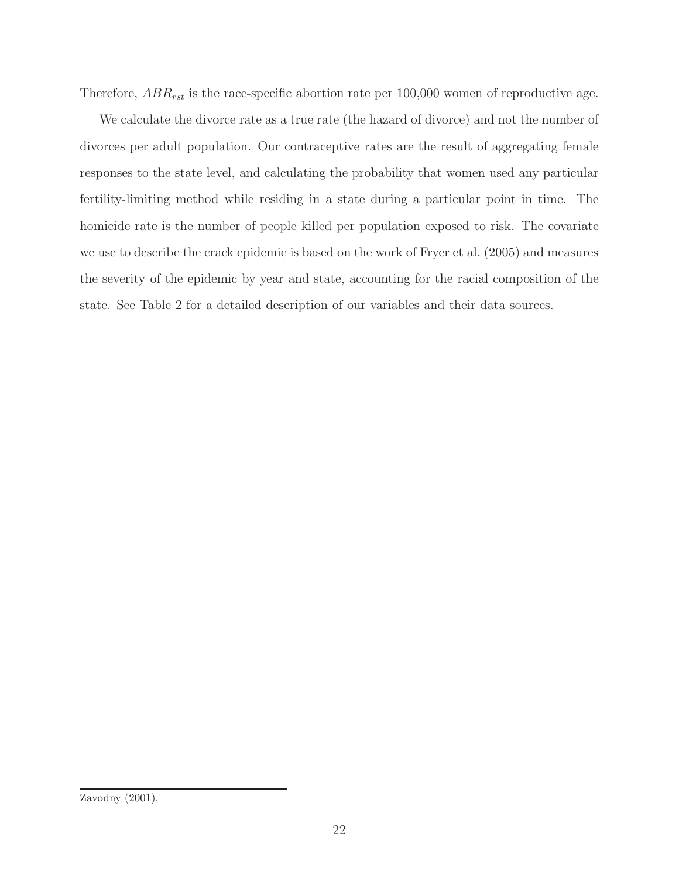Therefore, $ABR_{rst}$ is the race-specific abortion rate per 100,000 women of reproductive age.

We calculate the divorce rate as a true rate (the hazard of divorce) and not the number of divorces per adult population. Our contraceptive rates are the result of aggregating female responses to the state level, and calculating the probability that women used any particular fertility-limiting method while residing in a state during a particular point in time. The homicide rate is the number of people killed per population exposed to risk. The covariate we use to describe the crack epidemic is based on the work of Fryer et al. (2005) and measures the severity of the epidemic by year and state, accounting for the racial composition of the state. See Table 2 for a detailed description of our variables and their data sources.

---

Zavodny (2001).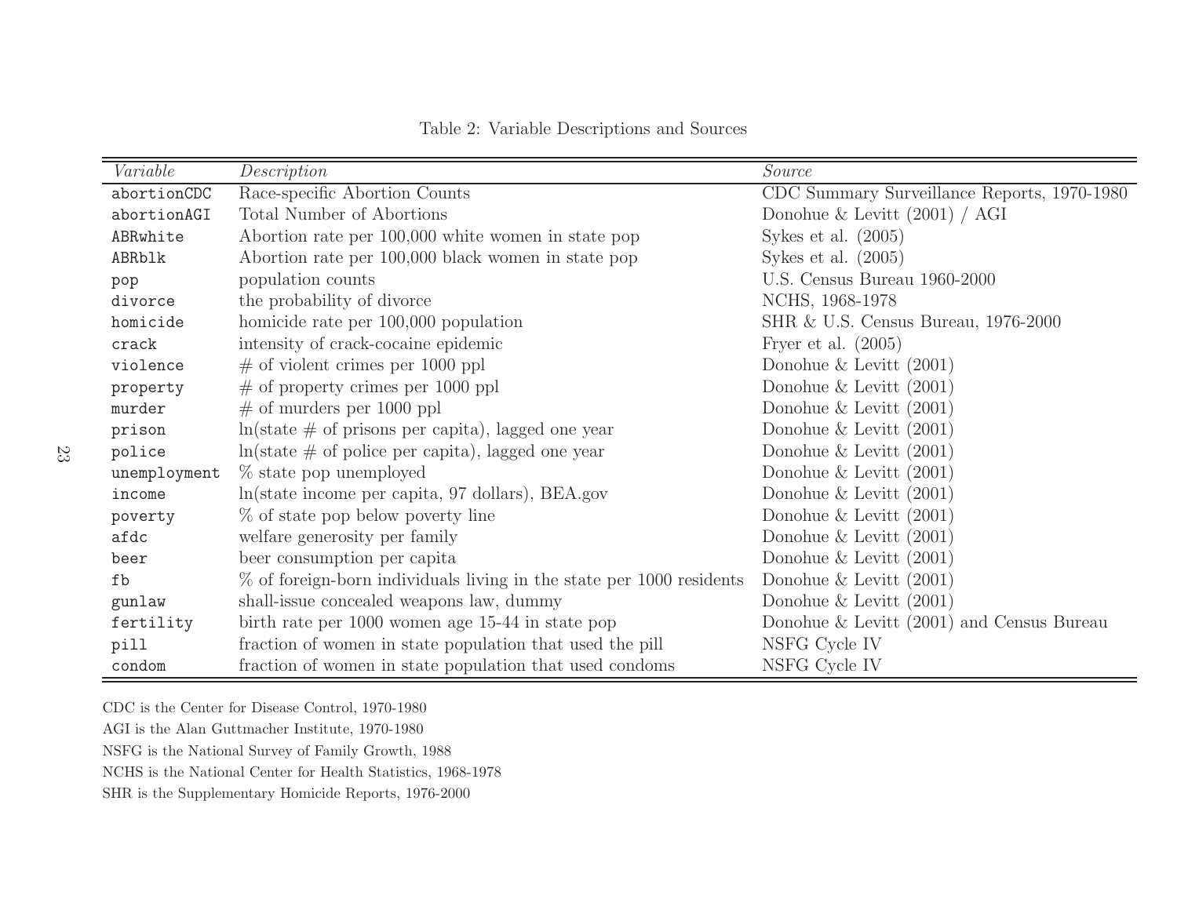Table 2: Variable Descriptions and Sources

| *Variable* | *Description* | *Source* |
|---|---|---|
| abortionCDC | Race-specific Abortion Counts | CDC Summary Surveillance Reports, 1970-1980 |
| abortionAGI | Total Number of Abortions | Donohue & Levitt (2001) / AGI |
| ABRwhite | Abortion rate per 100,000 white women in state pop | Sykes et al. (2005) |
| ABRblk | Abortion rate per 100,000 black women in state pop | Sykes et al. (2005) |
| pop | population counts | U.S. Census Bureau 1960-2000 |
| divorce | the probability of divorce | NCHS, 1968-1978 |
| homicide | homicide rate per 100,000 population | SHR & U.S. Census Bureau, 1976-2000 |
| crack | intensity of crack-cocaine epidemic | Fryer et al. (2005) |
| violence | # of violent crimes per 1000 ppl | Donohue & Levitt (2001) |
| property | # of property crimes per 1000 ppl | Donohue & Levitt (2001) |
| murder | # of murders per 1000 ppl | Donohue & Levitt (2001) |
| prison | ln(state # of prisons per capita), lagged one year | Donohue & Levitt (2001) |
| police | ln(state # of police per capita), lagged one year | Donohue & Levitt (2001) |
| unemployment | % state pop unemployed | Donohue & Levitt (2001) |
| income | ln(state income per capita, 97 dollars), BEA.gov | Donohue & Levitt (2001) |
| poverty | % of state pop below poverty line | Donohue & Levitt (2001) |
| afdc | welfare generosity per family | Donohue & Levitt (2001) |
| beer | beer consumption per capita | Donohue & Levitt (2001) |
| fb | % of foreign-born individuals living in the state per 1000 residents | Donohue & Levitt (2001) |
| gunlaw | shall-issue concealed weapons law, dummy | Donohue & Levitt (2001) |
| fertility | birth rate per 1000 women age 15-44 in state pop | Donohue & Levitt (2001) and Census Bureau |
| pill | fraction of women in state population that used the pill | NSFG Cycle IV |
| condom | fraction of women in state population that used condoms | NSFG Cycle IV |

CDC is the Center for Disease Control, 1970-1980

AGI is the Alan Guttmacher Institute, 1970-1980

NSFG is the National Survey of Family Growth, 1988

NCHS is the National Center for Health Statistics, 1968-1978

SHR is the Supplementary Homicide Reports, 1976-2000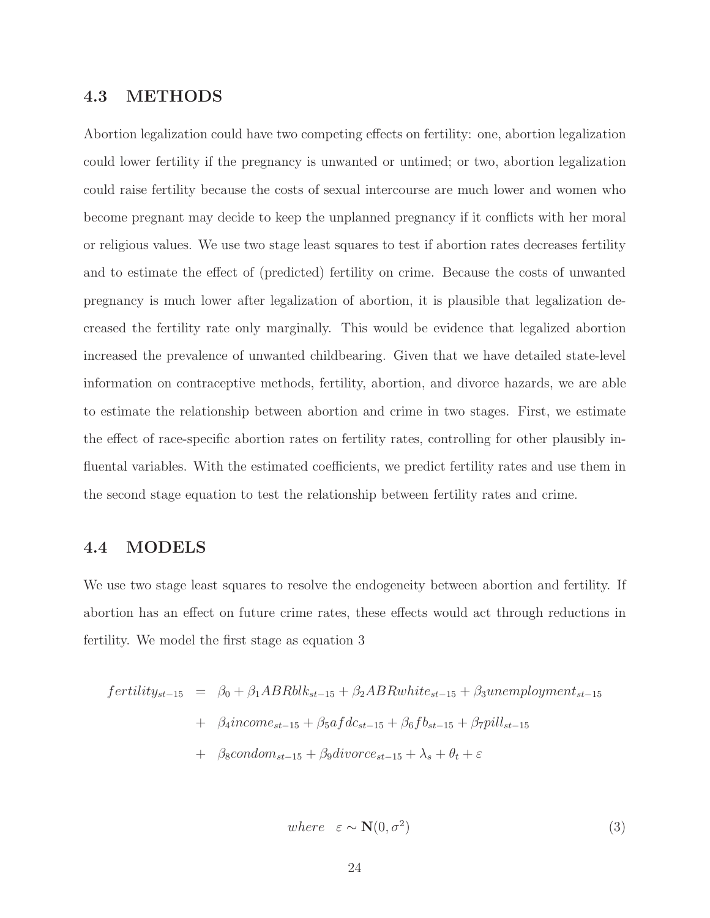## 4.3 METHODS

Abortion legalization could have two competing effects on fertility: one, abortion legalization could lower fertility if the pregnancy is unwanted or untimed; or two, abortion legalization could raise fertility because the costs of sexual intercourse are much lower and women who become pregnant may decide to keep the unplanned pregnancy if it conflicts with her moral or religious values. We use two stage least squares to test if abortion rates decreases fertility and to estimate the effect of (predicted) fertility on crime. Because the costs of unwanted pregnancy is much lower after legalization of abortion, it is plausible that legalization decreased the fertility rate only marginally. This would be evidence that legalized abortion increased the prevalence of unwanted childbearing. Given that we have detailed state-level information on contraceptive methods, fertility, abortion, and divorce hazards, we are able to estimate the relationship between abortion and crime in two stages. First, we estimate the effect of race-specific abortion rates on fertility rates, controlling for other plausibly influential variables. With the estimated coefficients, we predict fertility rates and use them in the second stage equation to test the relationship between fertility rates and crime.

## 4.4 MODELS

We use two stage least squares to resolve the endogeneity between abortion and fertility. If abortion has an effect on future crime rates, these effects would act through reductions in fertility. We model the first stage as equation 3

$$
\begin{aligned}
fertility_{st-15} &= \beta_0 + \beta_1 ABRblk_{st-15} + \beta_2 ABRwhite_{st-15} + \beta_3 unemployment_{st-15} \\
&+ \beta_4 income_{st-15} + \beta_5 afdc_{st-15} + \beta_6 fb_{st-15} + \beta_7 pill_{st-15} \\
&+ \beta_8 condom_{st-15} + \beta_9 divorce_{st-15} + \lambda_s + \theta_t + \varepsilon
\end{aligned}
$$

$$
where \quad \varepsilon \sim \mathbf{N}(0, \sigma^2) \tag{3}
$$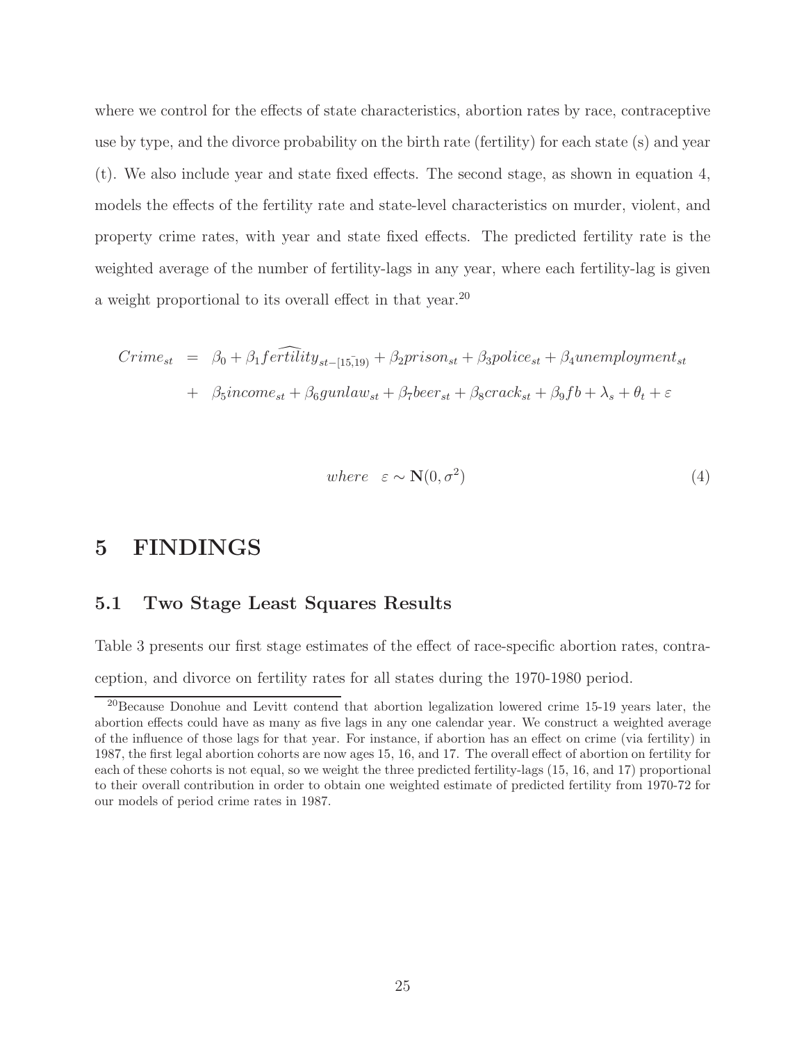where we control for the effects of state characteristics, abortion rates by race, contraceptive use by type, and the divorce probability on the birth rate (fertility) for each state (s) and year (t). We also include year and state fixed effects. The second stage, as shown in equation 4, models the effects of the fertility rate and state-level characteristics on murder, violent, and property crime rates, with year and state fixed effects. The predicted fertility rate is the weighted average of the number of fertility-lags in any year, where each fertility-lag is given a weight proportional to its overall effect in that year.[20]

$$
\begin{aligned}
Crime_{st} &= \beta_0 + \beta_1 \widehat{fertility}_{st-[\bar{15,19})} + \beta_2 prison_{st} + \beta_3 police_{st} + \beta_4 unemployment_{st} \\
&+ \beta_5 income_{st} + \beta_6 gunlaw_{st} + \beta_7 beer_{st} + \beta_8 crack_{st} + \beta_9 fb + \lambda_s + \theta_t + \varepsilon
\end{aligned}
$$

$$
where \quad \varepsilon \sim \mathbf{N}(0, \sigma^2) \tag{4}
$$

# 5 FINDINGS

## 5.1 Two Stage Least Squares Results

Table 3 presents our first stage estimates of the effect of race-specific abortion rates, contraception, and divorce on fertility rates for all states during the 1970-1980 period.

[20] Because Donohue and Levitt contend that abortion legalization lowered crime 15-19 years later, the abortion effects could have as many as five lags in any one calendar year. We construct a weighted average of the influence of those lags for that year. For instance, if abortion has an effect on crime (via fertility) in 1987, the first legal abortion cohorts are now ages 15, 16, and 17. The overall effect of abortion on fertility for each of these cohorts is not equal, so we weight the three predicted fertility-lags (15, 16, and 17) proportional to their overall contribution in order to obtain one weighted estimate of predicted fertility from 1970-72 for our models of period crime rates in 1987.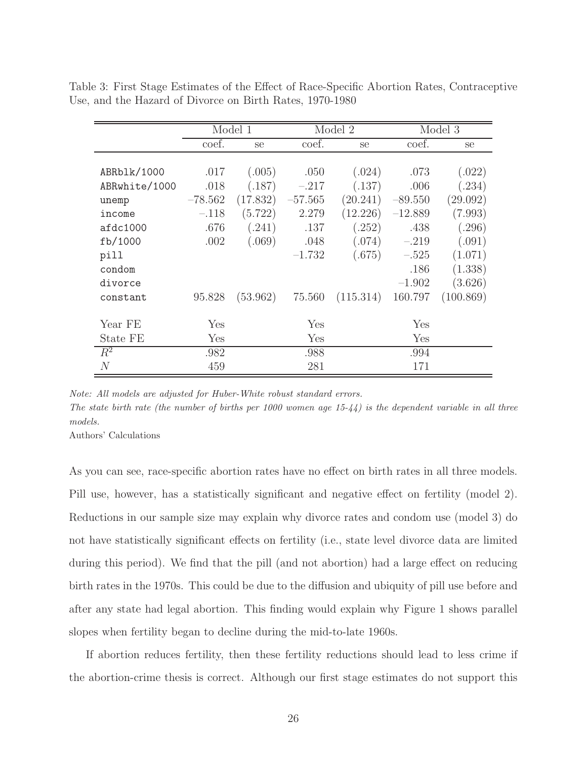Table 3: First Stage Estimates of the Effect of Race-Specific Abortion Rates, Contraceptive Use, and the Hazard of Divorce on Birth Rates, 1970-1980

| | Model 1 | | Model 2 | | Model 3 | |
|---|---|---|---|---|---|---|
| | coef. | se | coef. | se | coef. | se |
| ABRblk/1000 | .017 | (.005) | .050 | (.024) | .073 | (.022) |
| ABRwhite/1000 | .018 | (.187) | −.217 | (.137) | .006 | (.234) |
| unemp | −78.562 | (17.832) | −57.565 | (20.241) | −89.550 | (29.092) |
| income | −.118 | (5.722) | 2.279 | (12.226) | −12.889 | (7.993) |
| afdc1000 | .676 | (.241) | .137 | (.252) | .438 | (.296) |
| fb/1000 | .002 | (.069) | .048 | (.074) | −.219 | (.091) |
| pill | | | −1.732 | (.675) | −.525 | (1.071) |
| condom | | | | | .186 | (1.338) |
| divorce | | | | | −1.902 | (3.626) |
| constant | 95.828 | (53.962) | 75.560 | (115.314) | 160.797 | (100.869) |
| Year FE | Yes | | Yes | | Yes | |
| State FE | Yes | | Yes | | Yes | |
| $R^2$ | .982 | | .988 | | .994 | |
| $N$ | 459 | | 281 | | 171 | |

*Note: All models are adjusted for Huber-White robust standard errors.*

*The state birth rate (the number of births per 1000 women age 15-44) is the dependent variable in all three models.*

Authors' Calculations

As you can see, race-specific abortion rates have no effect on birth rates in all three models. Pill use, however, has a statistically significant and negative effect on fertility (model 2). Reductions in our sample size may explain why divorce rates and condom use (model 3) do not have statistically significant effects on fertility (i.e., state level divorce data are limited during this period). We find that the pill (and not abortion) had a large effect on reducing birth rates in the 1970s. This could be due to the diffusion and ubiquity of pill use before and after any state had legal abortion. This finding would explain why Figure 1 shows parallel slopes when fertility began to decline during the mid-to-late 1960s.

If abortion reduces fertility, then these fertility reductions should lead to less crime if the abortion-crime thesis is correct. Although our first stage estimates do not support this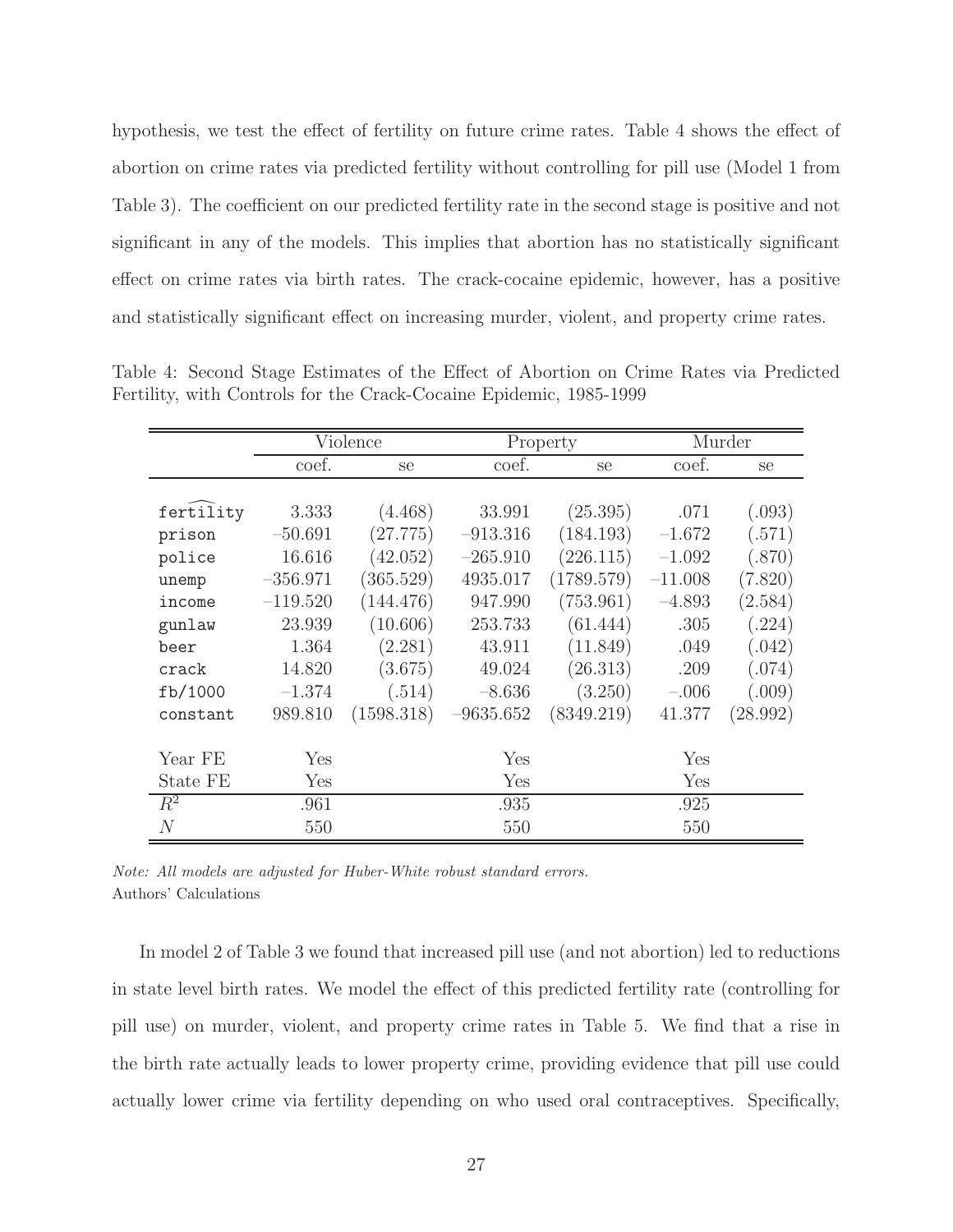hypothesis, we test the effect of fertility on future crime rates. Table 4 shows the effect of abortion on crime rates via predicted fertility without controlling for pill use (Model 1 from Table 3). The coefficient on our predicted fertility rate in the second stage is positive and not significant in any of the models. This implies that abortion has no statistically significant effect on crime rates via birth rates. The crack-cocaine epidemic, however, has a positive and statistically significant effect on increasing murder, violent, and property crime rates.

Table 4: Second Stage Estimates of the Effect of Abortion on Crime Rates via Predicted Fertility, with Controls for the Crack-Cocaine Epidemic, 1985-1999

| | Violence | | Property | | Murder | |
|---|---|---|---|---|---|---|
| | coef. | se | coef. | se | coef. | se |
| $\widehat{\texttt{fertility}}$ | 3.333 | (4.468) | 33.991 | (25.395) | .071 | (.093) |
| prison | −50.691 | (27.775) | −913.316 | (184.193) | −1.672 | (.571) |
| police | 16.616 | (42.052) | −265.910 | (226.115) | −1.092 | (.870) |
| unemp | −356.971 | (365.529) | 4935.017 | (1789.579) | −11.008 | (7.820) |
| income | −119.520 | (144.476) | 947.990 | (753.961) | −4.893 | (2.584) |
| gunlaw | 23.939 | (10.606) | 253.733 | (61.444) | .305 | (.224) |
| beer | 1.364 | (2.281) | 43.911 | (11.849) | .049 | (.042) |
| crack | 14.820 | (3.675) | 49.024 | (26.313) | .209 | (.074) |
| fb/1000 | −1.374 | (.514) | −8.636 | (3.250) | −.006 | (.009) |
| constant | 989.810 | (1598.318) | −9635.652 | (8349.219) | 41.377 | (28.992) |
| Year FE | Yes | | Yes | | Yes | |
| State FE | Yes | | Yes | | Yes | |
| $R^2$ | .961 | | .935 | | .925 | |
| $N$ | 550 | | 550 | | 550 | |

*Note: All models are adjusted for Huber-White robust standard errors.*
Authors' Calculations

In model 2 of Table 3 we found that increased pill use (and not abortion) led to reductions in state level birth rates. We model the effect of this predicted fertility rate (controlling for pill use) on murder, violent, and property crime rates in Table 5. We find that a rise in the birth rate actually leads to lower property crime, providing evidence that pill use could actually lower crime via fertility depending on who used oral contraceptives. Specifically,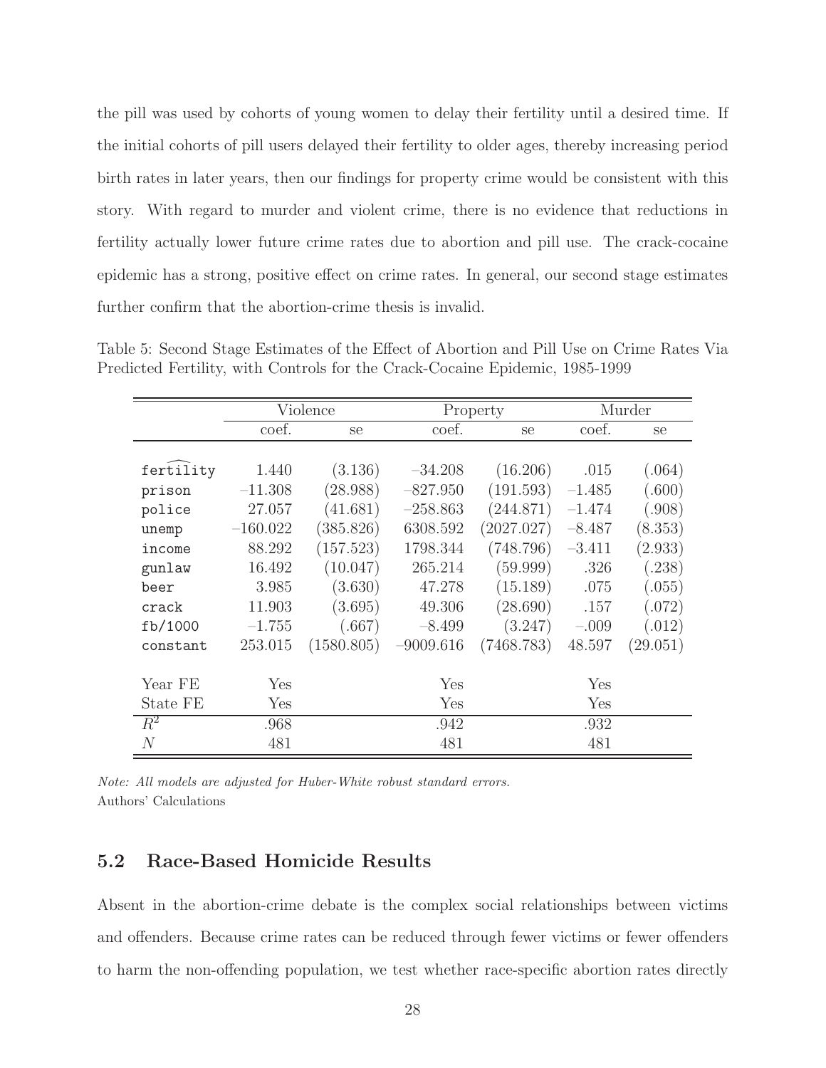the pill was used by cohorts of young women to delay their fertility until a desired time. If the initial cohorts of pill users delayed their fertility to older ages, thereby increasing period birth rates in later years, then our findings for property crime would be consistent with this story. With regard to murder and violent crime, there is no evidence that reductions in fertility actually lower future crime rates due to abortion and pill use. The crack-cocaine epidemic has a strong, positive effect on crime rates. In general, our second stage estimates further confirm that the abortion-crime thesis is invalid.

Table 5: Second Stage Estimates of the Effect of Abortion and Pill Use on Crime Rates Via Predicted Fertility, with Controls for the Crack-Cocaine Epidemic, 1985-1999

| | Violence | | Property | | Murder | |
|---|---|---|---|---|---|---|
| | coef. | se | coef. | se | coef. | se |
| $\widehat{\texttt{fertility}}$ | 1.440 | (3.136) | –34.208 | (16.206) | .015 | (.064) |
| prison | –11.308 | (28.988) | –827.950 | (191.593) | –1.485 | (.600) |
| police | 27.057 | (41.681) | –258.863 | (244.871) | –1.474 | (.908) |
| unemp | –160.022 | (385.826) | 6308.592 | (2027.027) | –8.487 | (8.353) |
| income | 88.292 | (157.523) | 1798.344 | (748.796) | –3.411 | (2.933) |
| gunlaw | 16.492 | (10.047) | 265.214 | (59.999) | .326 | (.238) |
| beer | 3.985 | (3.630) | 47.278 | (15.189) | .075 | (.055) |
| crack | 11.903 | (3.695) | 49.306 | (28.690) | .157 | (.072) |
| fb/1000 | –1.755 | (.667) | –8.499 | (3.247) | –.009 | (.012) |
| constant | 253.015 | (1580.805) | –9009.616 | (7468.783) | 48.597 | (29.051) |
| Year FE | Yes | | Yes | | Yes | |
| State FE | Yes | | Yes | | Yes | |
| $R^2$ | .968 | | .942 | | .932 | |
| $N$ | 481 | | 481 | | 481 | |

*Note: All models are adjusted for Huber-White robust standard errors.*
Authors' Calculations

## 5.2 Race-Based Homicide Results

Absent in the abortion-crime debate is the complex social relationships between victims and offenders. Because crime rates can be reduced through fewer victims or fewer offenders to harm the non-offending population, we test whether race-specific abortion rates directly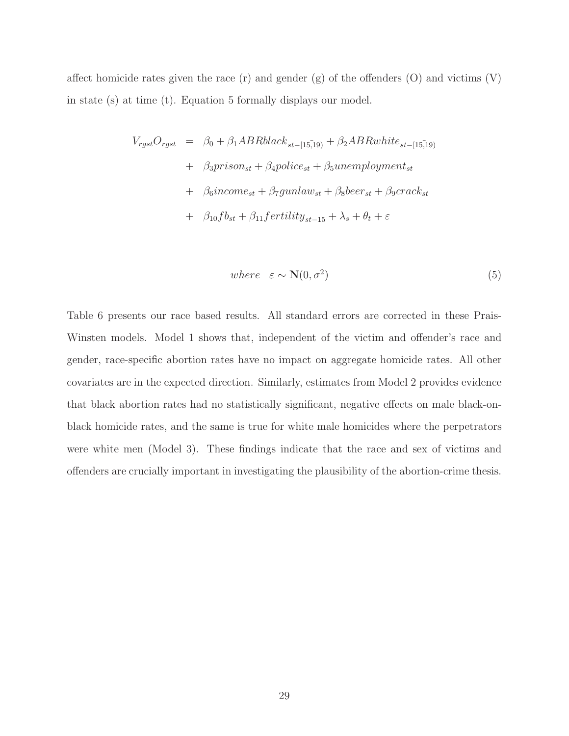affect homicide rates given the race (r) and gender (g) of the offenders (O) and victims (V) in state (s) at time (t). Equation 5 formally displays our model.

$$
\begin{aligned}
V_{rgst}O_{rgst} &= \beta_0 + \beta_1 ABRblack_{st-[15,19)} + \beta_2 ABRwhite_{st-[15,19)} \\
&+ \beta_3 prison_{st} + \beta_4 police_{st} + \beta_5 unemployment_{st} \\
&+ \beta_6 income_{st} + \beta_7 gunlaw_{st} + \beta_8 beer_{st} + \beta_9 crack_{st} \\
&+ \beta_{10} fb_{st} + \beta_{11} fertility_{st-15} + \lambda_s + \theta_t + \varepsilon
\end{aligned}
$$

$$
where \quad \varepsilon \sim \mathbf{N}(0, \sigma^2) \tag{5}
$$

Table 6 presents our race based results. All standard errors are corrected in these Prais-Winsten models. Model 1 shows that, independent of the victim and offender's race and gender, race-specific abortion rates have no impact on aggregate homicide rates. All other covariates are in the expected direction. Similarly, estimates from Model 2 provides evidence that black abortion rates had no statistically significant, negative effects on male black-on-black homicide rates, and the same is true for white male homicides where the perpetrators were white men (Model 3). These findings indicate that the race and sex of victims and offenders are crucially important in investigating the plausibility of the abortion-crime thesis.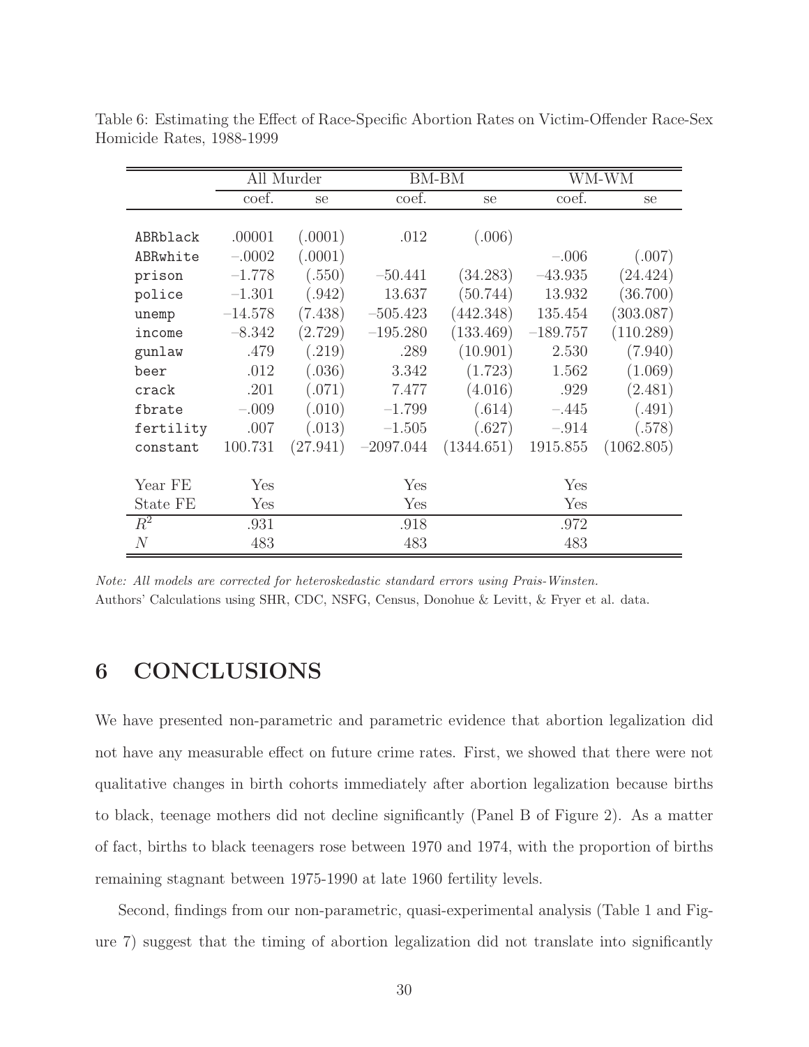Table 6: Estimating the Effect of Race-Specific Abortion Rates on Victim-Offender Race-Sex Homicide Rates, 1988-1999

| | All Murder | | BM-BM | | WM-WM | |
|---|---|---|---|---|---|---|
| | coef. | se | coef. | se | coef. | se |
| ABRblack | .00001 | (.0001) | .012 | (.006) | | |
| ABRwhite | −.0002 | (.0001) | | | −.006 | (.007) |
| prison | −1.778 | (.550) | −50.441 | (34.283) | −43.935 | (24.424) |
| police | −1.301 | (.942) | 13.637 | (50.744) | 13.932 | (36.700) |
| unemp | −14.578 | (7.438) | −505.423 | (442.348) | 135.454 | (303.087) |
| income | −8.342 | (2.729) | −195.280 | (133.469) | −189.757 | (110.289) |
| gunlaw | .479 | (.219) | .289 | (10.901) | 2.530 | (7.940) |
| beer | .012 | (.036) | 3.342 | (1.723) | 1.562 | (1.069) |
| crack | .201 | (.071) | 7.477 | (4.016) | .929 | (2.481) |
| fbrate | −.009 | (.010) | −1.799 | (.614) | −.445 | (.491) |
| fertility | .007 | (.013) | −1.505 | (.627) | −.914 | (.578) |
| constant | 100.731 | (27.941) | −2097.044 | (1344.651) | 1915.855 | (1062.805) |
| Year FE | Yes | | Yes | | Yes | |
| State FE | Yes | | Yes | | Yes | |
| $R^2$ | .931 | | .918 | | .972 | |
| $N$ | 483 | | 483 | | 483 | |

*Note: All models are corrected for heteroskedastic standard errors using Prais-Winsten.*
Authors' Calculations using SHR, CDC, NSFG, Census, Donohue & Levitt, & Fryer et al. data.

# 6 CONCLUSIONS

We have presented non-parametric and parametric evidence that abortion legalization did not have any measurable effect on future crime rates. First, we showed that there were not qualitative changes in birth cohorts immediately after abortion legalization because births to black, teenage mothers did not decline significantly (Panel B of Figure 2). As a matter of fact, births to black teenagers rose between 1970 and 1974, with the proportion of births remaining stagnant between 1975-1990 at late 1960 fertility levels.

Second, findings from our non-parametric, quasi-experimental analysis (Table 1 and Figure 7) suggest that the timing of abortion legalization did not translate into significantly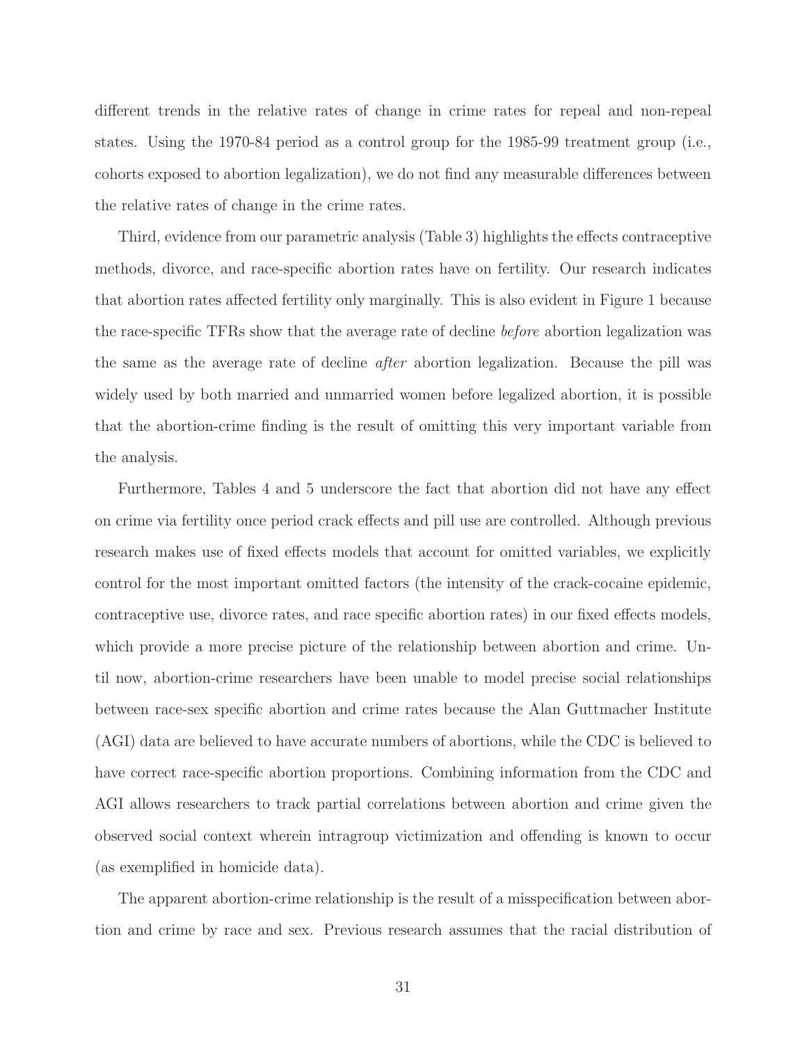different trends in the relative rates of change in crime rates for repeal and non-repeal states. Using the 1970-84 period as a control group for the 1985-99 treatment group (i.e., cohorts exposed to abortion legalization), we do not find any measurable differences between the relative rates of change in the crime rates.

Third, evidence from our parametric analysis (Table 3) highlights the effects contraceptive methods, divorce, and race-specific abortion rates have on fertility. Our research indicates that abortion rates affected fertility only marginally. This is also evident in Figure 1 because the race-specific TFRs show that the average rate of decline *before* abortion legalization was the same as the average rate of decline *after* abortion legalization. Because the pill was widely used by both married and unmarried women before legalized abortion, it is possible that the abortion-crime finding is the result of omitting this very important variable from the analysis.

Furthermore, Tables 4 and 5 underscore the fact that abortion did not have any effect on crime via fertility once period crack effects and pill use are controlled. Although previous research makes use of fixed effects models that account for omitted variables, we explicitly control for the most important omitted factors (the intensity of the crack-cocaine epidemic, contraceptive use, divorce rates, and race specific abortion rates) in our fixed effects models, which provide a more precise picture of the relationship between abortion and crime. Until now, abortion-crime researchers have been unable to model precise social relationships between race-sex specific abortion and crime rates because the Alan Guttmacher Institute (AGI) data are believed to have accurate numbers of abortions, while the CDC is believed to have correct race-specific abortion proportions. Combining information from the CDC and AGI allows researchers to track partial correlations between abortion and crime given the observed social context wherein intragroup victimization and offending is known to occur (as exemplified in homicide data).

The apparent abortion-crime relationship is the result of a misspecification between abortion and crime by race and sex. Previous research assumes that the racial distribution of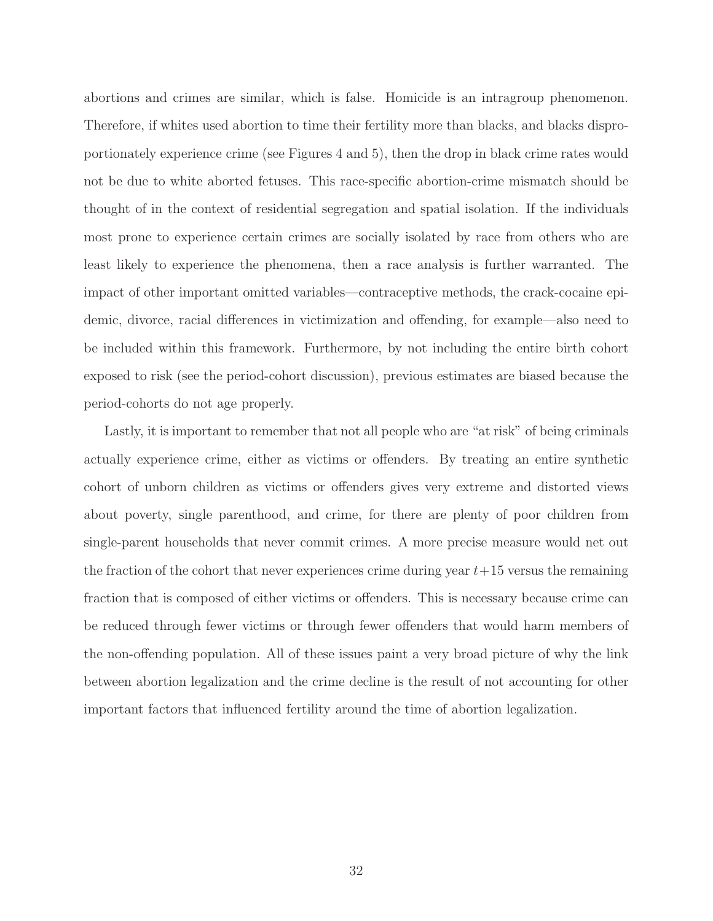abortions and crimes are similar, which is false. Homicide is an intragroup phenomenon. Therefore, if whites used abortion to time their fertility more than blacks, and blacks disproportionately experience crime (see Figures 4 and 5), then the drop in black crime rates would not be due to white aborted fetuses. This race-specific abortion-crime mismatch should be thought of in the context of residential segregation and spatial isolation. If the individuals most prone to experience certain crimes are socially isolated by race from others who are least likely to experience the phenomena, then a race analysis is further warranted. The impact of other important omitted variables—contraceptive methods, the crack-cocaine epidemic, divorce, racial differences in victimization and offending, for example—also need to be included within this framework. Furthermore, by not including the entire birth cohort exposed to risk (see the period-cohort discussion), previous estimates are biased because the period-cohorts do not age properly.

Lastly, it is important to remember that not all people who are "at risk" of being criminals actually experience crime, either as victims or offenders. By treating an entire synthetic cohort of unborn children as victims or offenders gives very extreme and distorted views about poverty, single parenthood, and crime, for there are plenty of poor children from single-parent households that never commit crimes. A more precise measure would net out the fraction of the cohort that never experiences crime during year $t+15$ versus the remaining fraction that is composed of either victims or offenders. This is necessary because crime can be reduced through fewer victims or through fewer offenders that would harm members of the non-offending population. All of these issues paint a very broad picture of why the link between abortion legalization and the crime decline is the result of not accounting for other important factors that influenced fertility around the time of abortion legalization.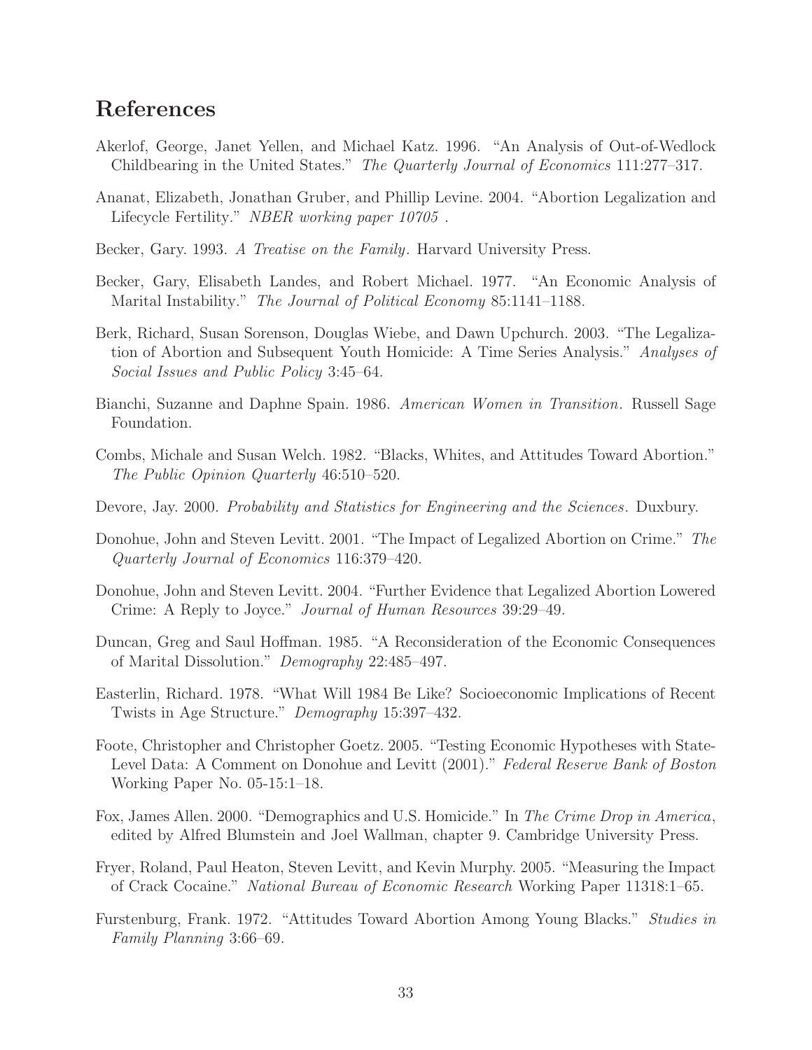## References

Akerlof, George, Janet Yellen, and Michael Katz. 1996. "An Analysis of Out-of-Wedlock Childbearing in the United States." *The Quarterly Journal of Economics* 111:277–317.

Ananat, Elizabeth, Jonathan Gruber, and Phillip Levine. 2004. "Abortion Legalization and Lifecycle Fertility." *NBER working paper 10705* .

Becker, Gary. 1993. *A Treatise on the Family*. Harvard University Press.

Becker, Gary, Elisabeth Landes, and Robert Michael. 1977. "An Economic Analysis of Marital Instability." *The Journal of Political Economy* 85:1141–1188.

Berk, Richard, Susan Sorenson, Douglas Wiebe, and Dawn Upchurch. 2003. "The Legalization of Abortion and Subsequent Youth Homicide: A Time Series Analysis." *Analyses of Social Issues and Public Policy* 3:45–64.

Bianchi, Suzanne and Daphne Spain. 1986. *American Women in Transition*. Russell Sage Foundation.

Combs, Michale and Susan Welch. 1982. "Blacks, Whites, and Attitudes Toward Abortion." *The Public Opinion Quarterly* 46:510–520.

Devore, Jay. 2000. *Probability and Statistics for Engineering and the Sciences*. Duxbury.

Donohue, John and Steven Levitt. 2001. "The Impact of Legalized Abortion on Crime." *The Quarterly Journal of Economics* 116:379–420.

Donohue, John and Steven Levitt. 2004. "Further Evidence that Legalized Abortion Lowered Crime: A Reply to Joyce." *Journal of Human Resources* 39:29–49.

Duncan, Greg and Saul Hoffman. 1985. "A Reconsideration of the Economic Consequences of Marital Dissolution." *Demography* 22:485–497.

Easterlin, Richard. 1978. "What Will 1984 Be Like? Socioeconomic Implications of Recent Twists in Age Structure." *Demography* 15:397–432.

Foote, Christopher and Christopher Goetz. 2005. "Testing Economic Hypotheses with State-Level Data: A Comment on Donohue and Levitt (2001)." *Federal Reserve Bank of Boston* Working Paper No. 05-15:1–18.

Fox, James Allen. 2000. "Demographics and U.S. Homicide." In *The Crime Drop in America*, edited by Alfred Blumstein and Joel Wallman, chapter 9. Cambridge University Press.

Fryer, Roland, Paul Heaton, Steven Levitt, and Kevin Murphy. 2005. "Measuring the Impact of Crack Cocaine." *National Bureau of Economic Research* Working Paper 11318:1–65.

Furstenburg, Frank. 1972. "Attitudes Toward Abortion Among Young Blacks." *Studies in Family Planning* 3:66–69.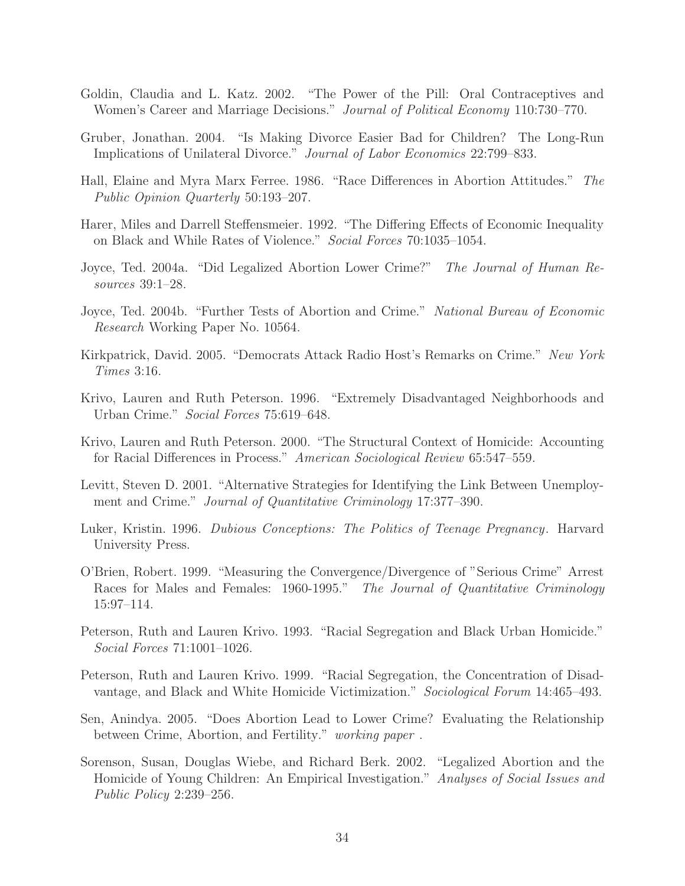Goldin, Claudia and L. Katz. 2002. "The Power of the Pill: Oral Contraceptives and Women's Career and Marriage Decisions." *Journal of Political Economy* 110:730–770.

Gruber, Jonathan. 2004. "Is Making Divorce Easier Bad for Children? The Long-Run Implications of Unilateral Divorce." *Journal of Labor Economics* 22:799–833.

Hall, Elaine and Myra Marx Ferree. 1986. "Race Differences in Abortion Attitudes." *The Public Opinion Quarterly* 50:193–207.

Harer, Miles and Darrell Steffensmeier. 1992. "The Differing Effects of Economic Inequality on Black and While Rates of Violence." *Social Forces* 70:1035–1054.

Joyce, Ted. 2004a. "Did Legalized Abortion Lower Crime?" *The Journal of Human Resources* 39:1–28.

Joyce, Ted. 2004b. "Further Tests of Abortion and Crime." *National Bureau of Economic Research* Working Paper No. 10564.

Kirkpatrick, David. 2005. "Democrats Attack Radio Host's Remarks on Crime." *New York Times* 3:16.

Krivo, Lauren and Ruth Peterson. 1996. "Extremely Disadvantaged Neighborhoods and Urban Crime." *Social Forces* 75:619–648.

Krivo, Lauren and Ruth Peterson. 2000. "The Structural Context of Homicide: Accounting for Racial Differences in Process." *American Sociological Review* 65:547–559.

Levitt, Steven D. 2001. "Alternative Strategies for Identifying the Link Between Unemployment and Crime." *Journal of Quantitative Criminology* 17:377–390.

Luker, Kristin. 1996. *Dubious Conceptions: The Politics of Teenage Pregnancy*. Harvard University Press.

O'Brien, Robert. 1999. "Measuring the Convergence/Divergence of "Serious Crime" Arrest Races for Males and Females: 1960-1995." *The Journal of Quantitative Criminology* 15:97–114.

Peterson, Ruth and Lauren Krivo. 1993. "Racial Segregation and Black Urban Homicide." *Social Forces* 71:1001–1026.

Peterson, Ruth and Lauren Krivo. 1999. "Racial Segregation, the Concentration of Disadvantage, and Black and White Homicide Victimization." *Sociological Forum* 14:465–493.

Sen, Anindya. 2005. "Does Abortion Lead to Lower Crime? Evaluating the Relationship between Crime, Abortion, and Fertility." *working paper* .

Sorenson, Susan, Douglas Wiebe, and Richard Berk. 2002. "Legalized Abortion and the Homicide of Young Children: An Empirical Investigation." *Analyses of Social Issues and Public Policy* 2:239–256.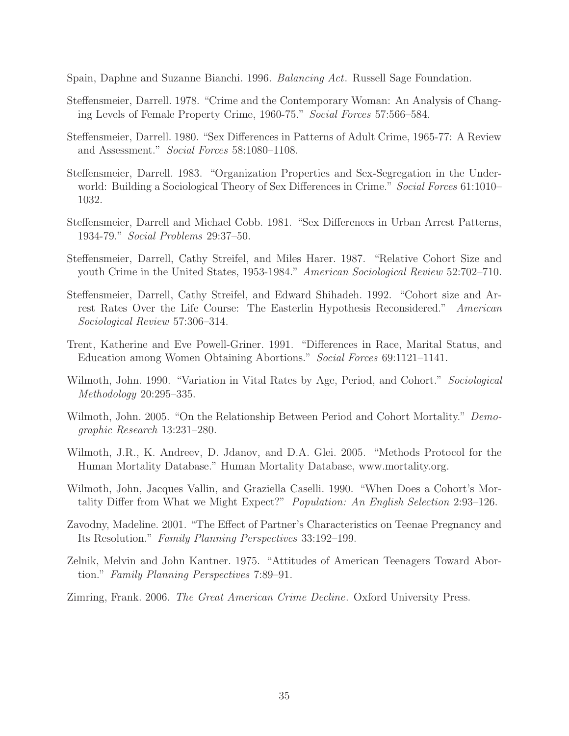Spain, Daphne and Suzanne Bianchi. 1996. *Balancing Act*. Russell Sage Foundation.

Steffensmeier, Darrell. 1978. "Crime and the Contemporary Woman: An Analysis of Changing Levels of Female Property Crime, 1960-75." *Social Forces* 57:566–584.

Steffensmeier, Darrell. 1980. "Sex Differences in Patterns of Adult Crime, 1965-77: A Review and Assessment." *Social Forces* 58:1080–1108.

Steffensmeier, Darrell. 1983. "Organization Properties and Sex-Segregation in the Underworld: Building a Sociological Theory of Sex Differences in Crime." *Social Forces* 61:1010–1032.

Steffensmeier, Darrell and Michael Cobb. 1981. "Sex Differences in Urban Arrest Patterns, 1934-79." *Social Problems* 29:37–50.

Steffensmeier, Darrell, Cathy Streifel, and Miles Harer. 1987. "Relative Cohort Size and youth Crime in the United States, 1953-1984." *American Sociological Review* 52:702–710.

Steffensmeier, Darrell, Cathy Streifel, and Edward Shihadeh. 1992. "Cohort size and Arrest Rates Over the Life Course: The Easterlin Hypothesis Reconsidered." *American Sociological Review* 57:306–314.

Trent, Katherine and Eve Powell-Griner. 1991. "Differences in Race, Marital Status, and Education among Women Obtaining Abortions." *Social Forces* 69:1121–1141.

Wilmoth, John. 1990. "Variation in Vital Rates by Age, Period, and Cohort." *Sociological Methodology* 20:295–335.

Wilmoth, John. 2005. "On the Relationship Between Period and Cohort Mortality." *Demographic Research* 13:231–280.

Wilmoth, J.R., K. Andreev, D. Jdanov, and D.A. Glei. 2005. "Methods Protocol for the Human Mortality Database." Human Mortality Database, www.mortality.org.

Wilmoth, John, Jacques Vallin, and Graziella Caselli. 1990. "When Does a Cohort's Mortality Differ from What we Might Expect?" *Population: An English Selection* 2:93–126.

Zavodny, Madeline. 2001. "The Effect of Partner's Characteristics on Teenae Pregnancy and Its Resolution." *Family Planning Perspectives* 33:192–199.

Zelnik, Melvin and John Kantner. 1975. "Attitudes of American Teenagers Toward Abortion." *Family Planning Perspectives* 7:89–91.

Zimring, Frank. 2006. *The Great American Crime Decline*. Oxford University Press.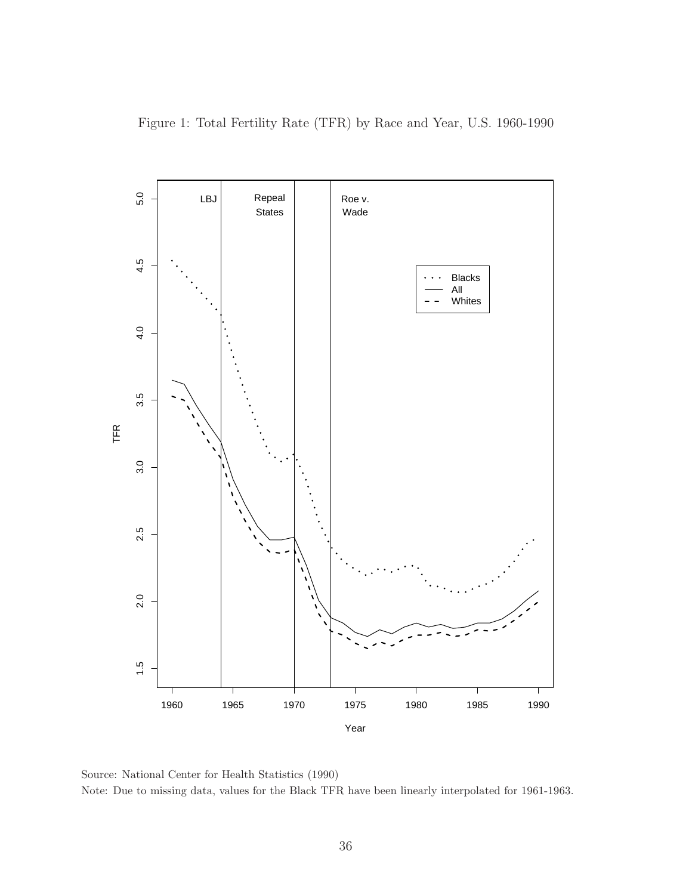Figure 1: Total Fertility Rate (TFR) by Race and Year, U.S. 1960-1990

Source: National Center for Health Statistics (1990)

Note: Due to missing data, values for the Black TFR have been linearly interpolated for 1961-1963.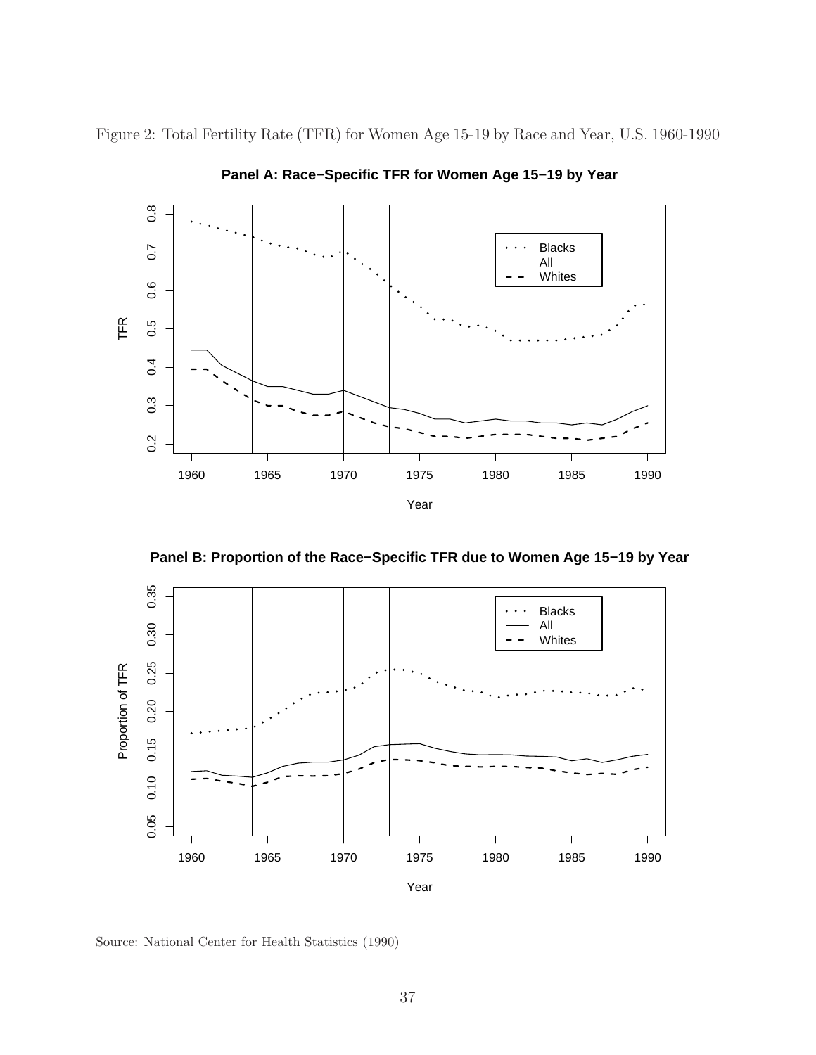Figure 2: Total Fertility Rate (TFR) for Women Age 15-19 by Race and Year, U.S. 1960-1990

**Panel A: Race−Specific TFR for Women Age 15−19 by Year**

**Panel B: Proportion of the Race−Specific TFR due to Women Age 15−19 by Year**

Source: National Center for Health Statistics (1990)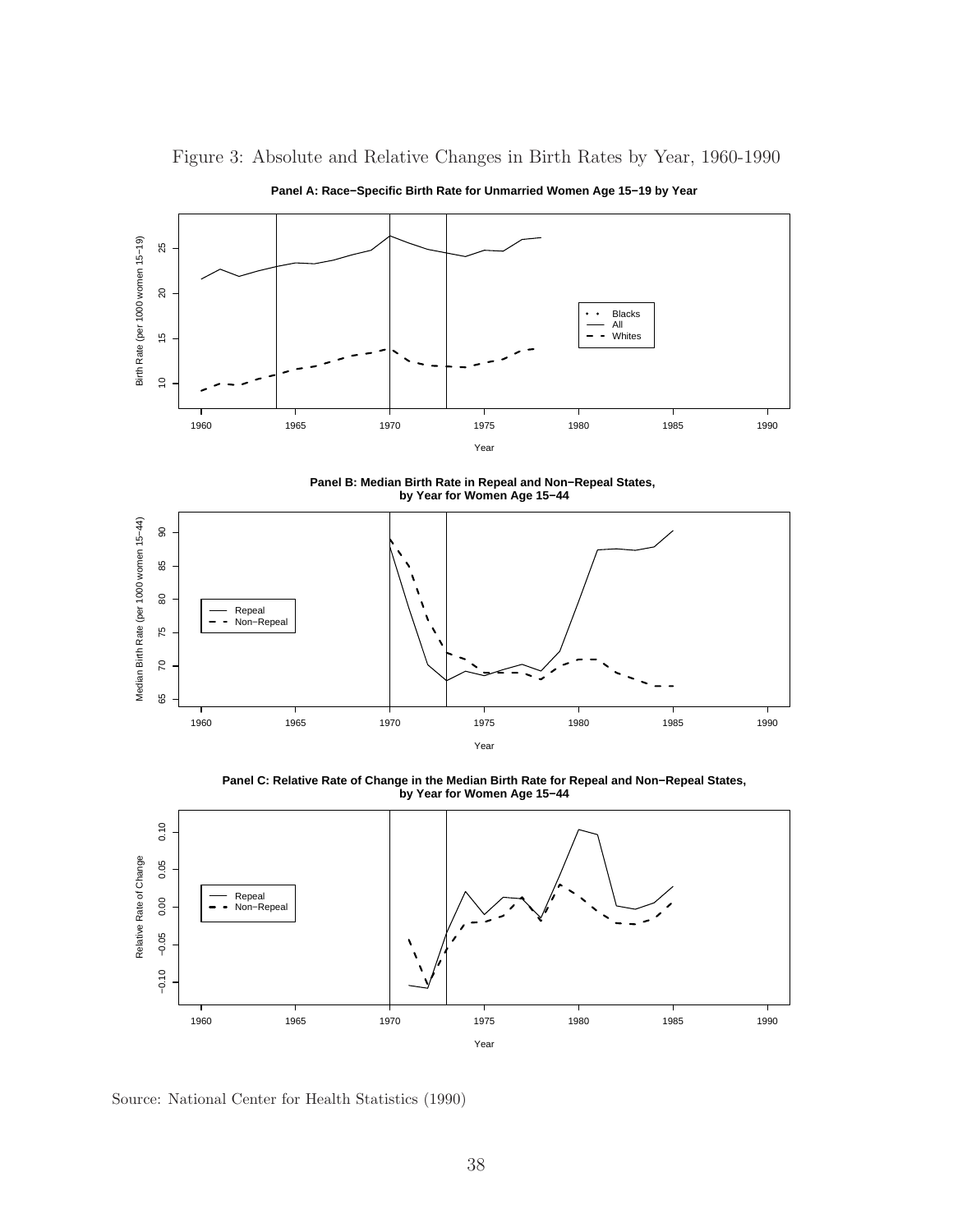Figure 3: Absolute and Relative Changes in Birth Rates by Year, 1960-1990

**Panel A: Race−Specific Birth Rate for Unmarried Women Age 15−19 by Year**

**Panel B: Median Birth Rate in Repeal and Non−Repeal States, by Year for Women Age 15−44**

**Panel C: Relative Rate of Change in the Median Birth Rate for Repeal and Non−Repeal States, by Year for Women Age 15−44**

Source: National Center for Health Statistics (1990)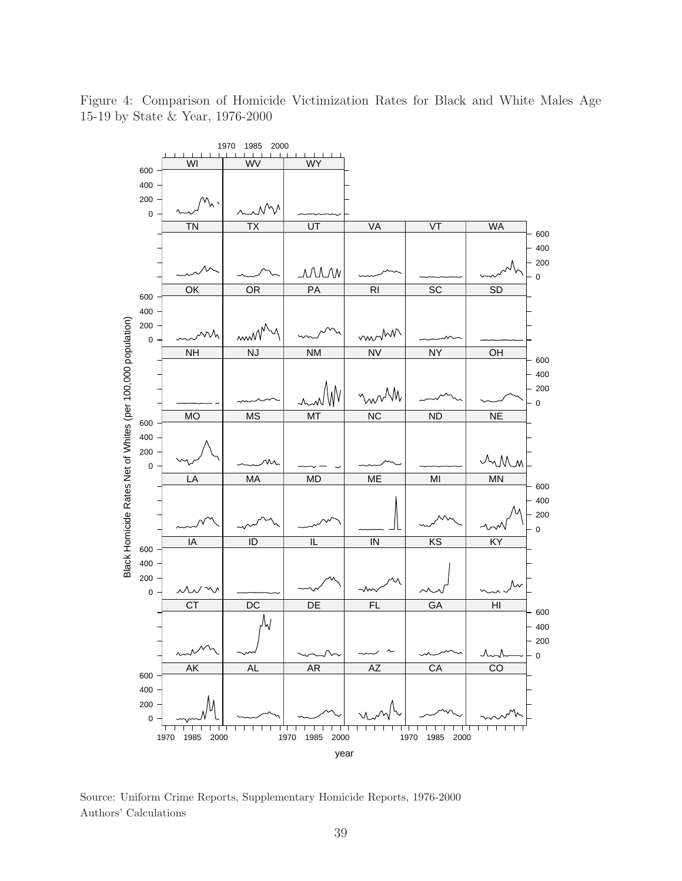Figure 4: Comparison of Homicide Victimization Rates for Black and White Males Age 15-19 by State & Year, 1976-2000

Source: Uniform Crime Reports, Supplementary Homicide Reports, 1976-2000
Authors' Calculations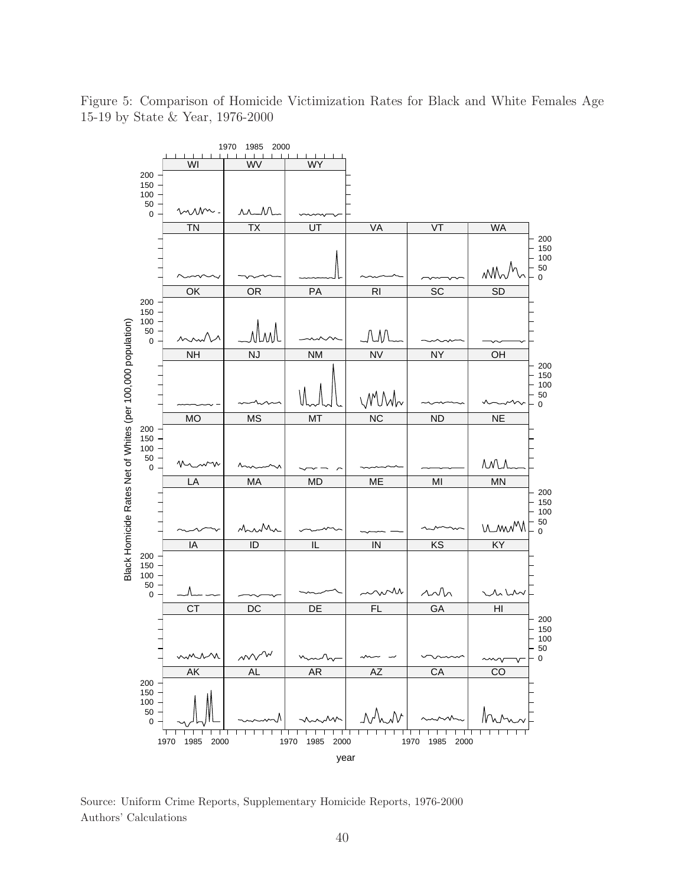Figure 5: Comparison of Homicide Victimization Rates for Black and White Females Age 15-19 by State & Year, 1976-2000

Source: Uniform Crime Reports, Supplementary Homicide Reports, 1976-2000
Authors' Calculations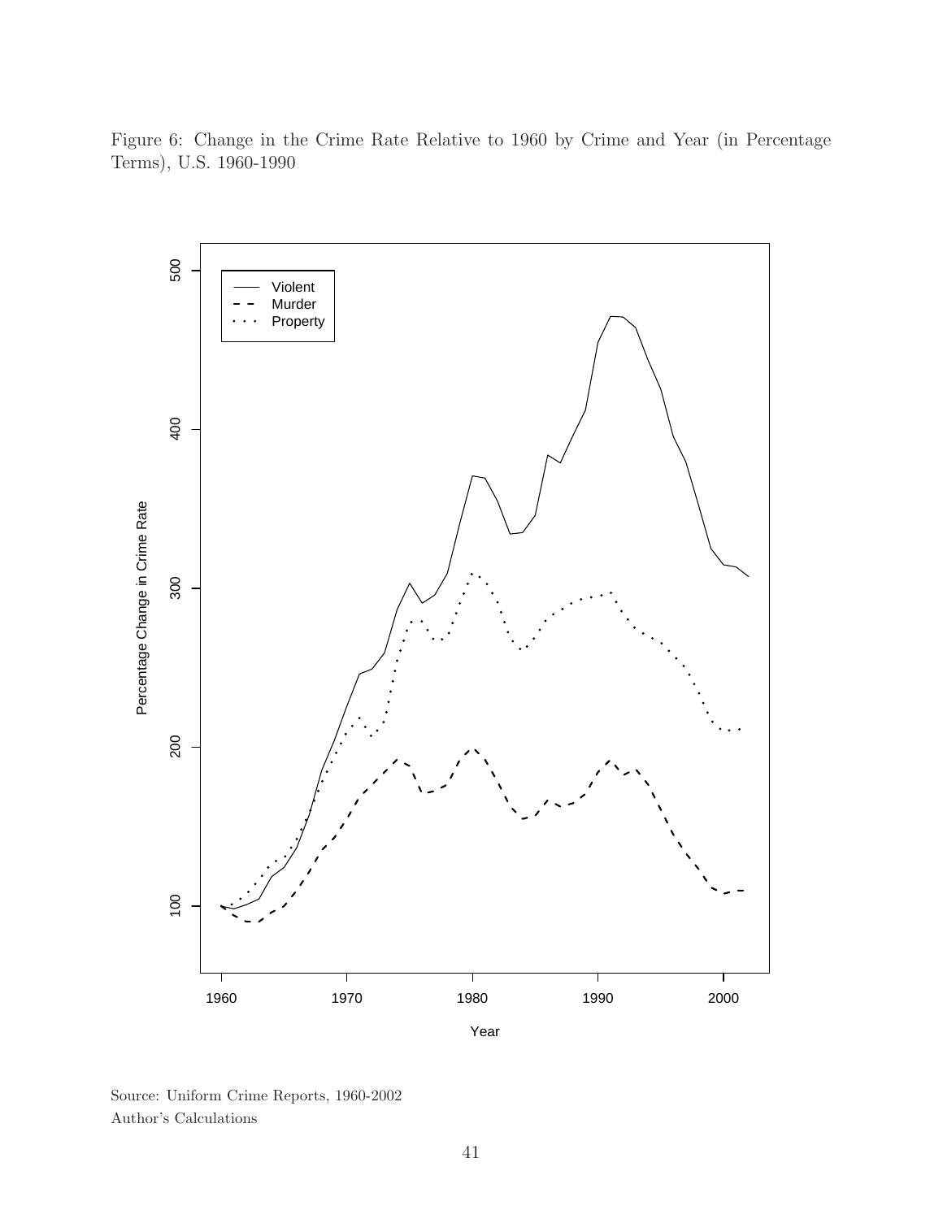Figure 6: Change in the Crime Rate Relative to 1960 by Crime and Year (in Percentage Terms), U.S. 1960-1990

Source: Uniform Crime Reports, 1960-2002
Author's Calculations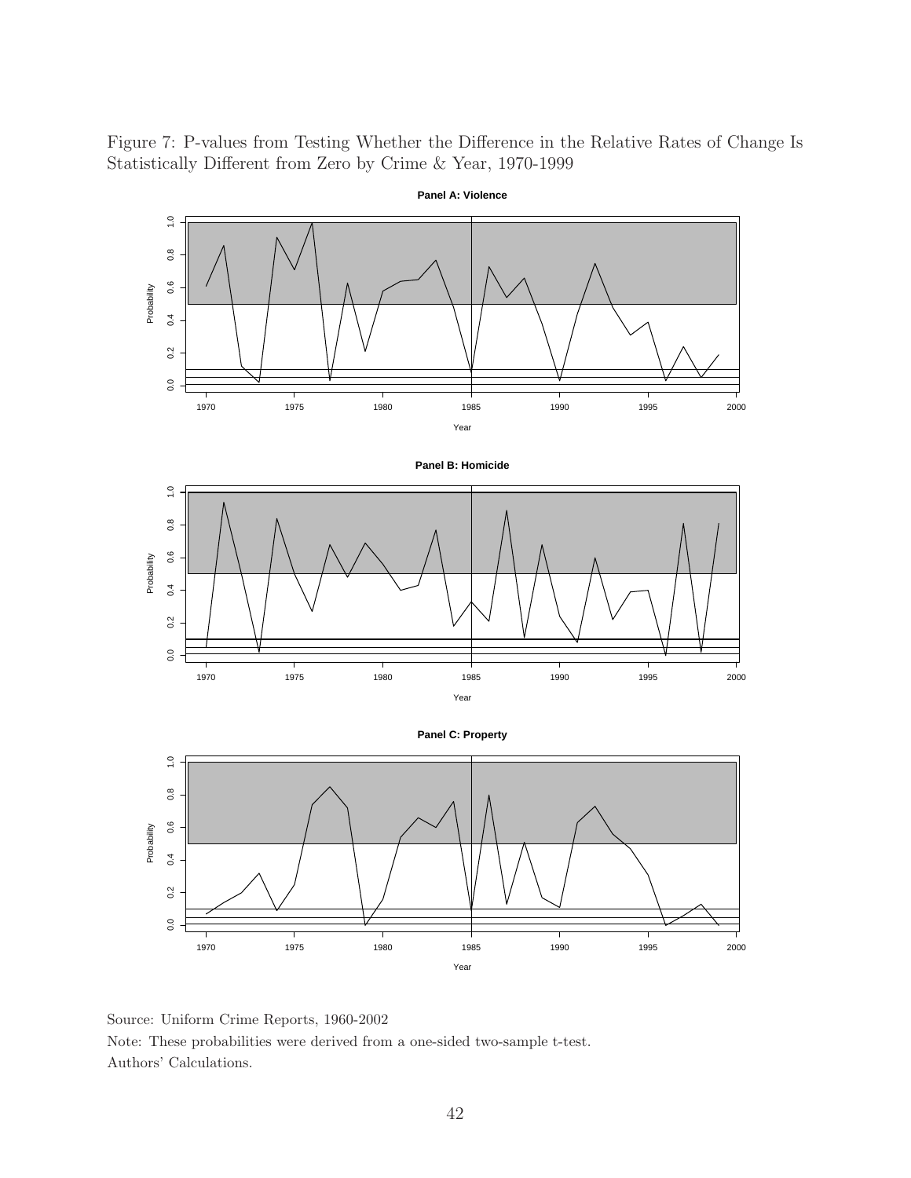Figure 7: P-values from Testing Whether the Difference in the Relative Rates of Change Is Statistically Different from Zero by Crime & Year, 1970-1999

Source: Uniform Crime Reports, 1960-2002

Note: These probabilities were derived from a one-sided two-sample t-test.

Authors' Calculations.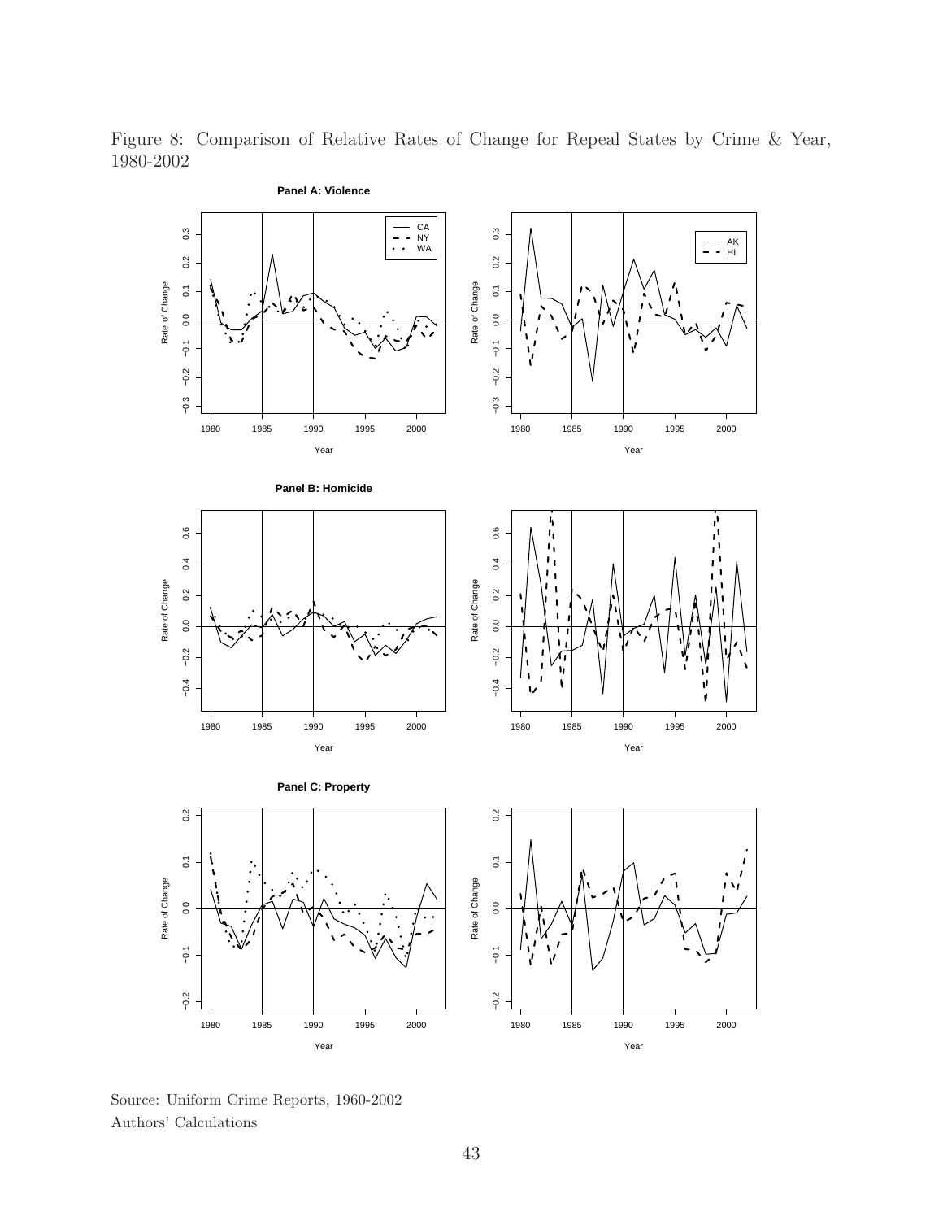Figure 8: Comparison of Relative Rates of Change for Repeal States by Crime & Year, 1980-2002

**Panel A: Violence**

**Panel B: Homicide**

**Panel C: Property**

Source: Uniform Crime Reports, 1960-2002

Authors' Calculations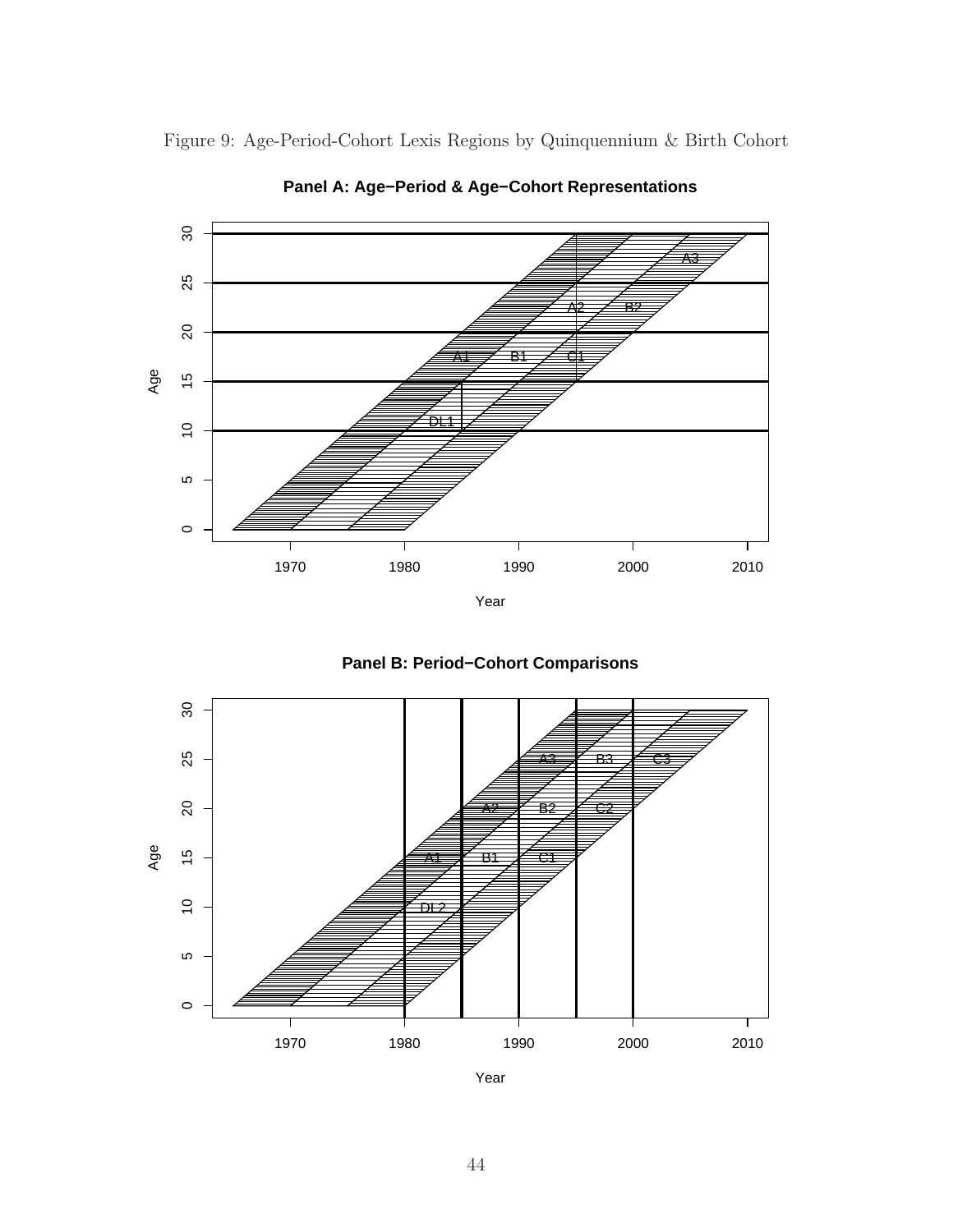Figure 9: Age-Period-Cohort Lexis Regions by Quinquennium & Birth Cohort

**Panel A: Age−Period & Age−Cohort Representations**

Age

0
5
10
15
20
25
30

Year

1970
1980
1990
2000
2010

A1
B1
C1
A2
B2
A3
DL1

**Panel B: Period−Cohort Comparisons**

Age

0
5
10
15
20
25
30

Year

1970
1980
1990
2000
2010

A1
B1
C1
A2
B2
C2
A3
B3
C3
DL2